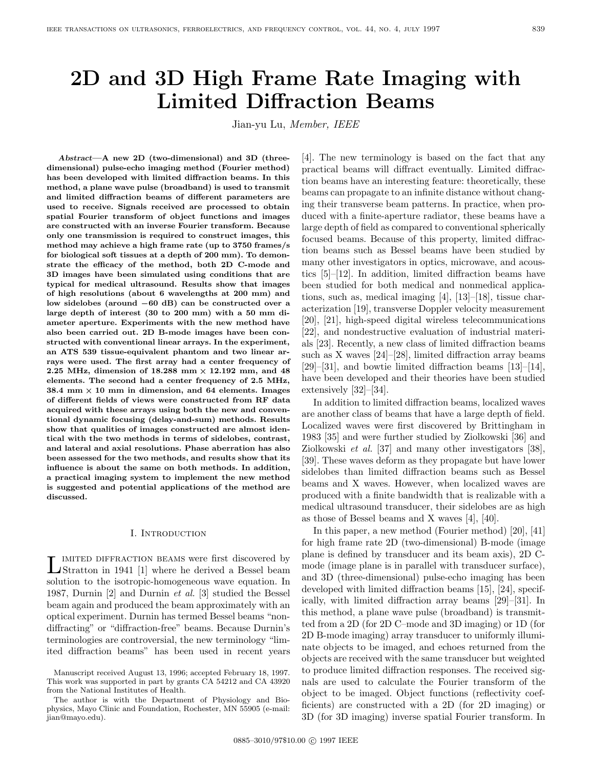# 2D and 3D High Frame Rate Imaging with Limited Diffraction Beams

Jian-yu Lu, *Member, IEEE*

***Abstract*—A new 2D (two-dimensional) and 3D (three-dimensional) pulse-echo imaging method (Fourier method) has been developed with limited diffraction beams. In this method, a plane wave pulse (broadband) is used to transmit and limited diffraction beams of different parameters are used to receive. Signals received are processed to obtain spatial Fourier transform of object functions and images are constructed with an inverse Fourier transform. Because only one transmission is required to construct images, this method may achieve a high frame rate (up to 3750 frames/s for biological soft tissues at a depth of 200 mm). To demonstrate the efficacy of the method, both 2D C-mode and 3D images have been simulated using conditions that are typical for medical ultrasound. Results show that images of high resolutions (about 6 wavelengths at 200 mm) and low sidelobes (around −60 dB) can be constructed over a large depth of interest (30 to 200 mm) with a 50 mm diameter aperture. Experiments with the new method have also been carried out. 2D B-mode images have been constructed with conventional linear arrays. In the experiment, an ATS 539 tissue-equivalent phantom and two linear arrays were used. The first array had a center frequency of 2.25 MHz, dimension of 18.288 mm × 12.192 mm, and 48 elements. The second had a center frequency of 2.5 MHz, 38.4 mm × 10 mm in dimension, and 64 elements. Images of different fields of views were constructed from RF data acquired with these arrays using both the new and conventional dynamic focusing (delay-and-sum) methods. Results show that qualities of images constructed are almost identical with the two methods in terms of sidelobes, contrast, and lateral and axial resolutions. Phase aberration has also been assessed for the two methods, and results show that its influence is about the same on both methods. In addition, a practical imaging system to implement the new method is suggested and potential applications of the method are discussed.**

## I. Introduction

Limited diffraction beams were first discovered by Stratton in 1941 [1] where he derived a Bessel beam solution to the isotropic-homogeneous wave equation. In 1987, Durnin [2] and Durnin *et al.* [3] studied the Bessel beam again and produced the beam approximately with an optical experiment. Durnin has termed Bessel beams "nondiffracting" or "diffraction-free" beams. Because Durnin's terminologies are controversial, the new terminology "limited diffraction beams" has been used in recent years [4]. The new terminology is based on the fact that any practical beams will diffract eventually. Limited diffraction beams have an interesting feature: theoretically, these beams can propagate to an infinite distance without changing their transverse beam patterns. In practice, when produced with a finite-aperture radiator, these beams have a large depth of field as compared to conventional spherically focused beams. Because of this property, limited diffraction beams such as Bessel beams have been studied by many other investigators in optics, microwave, and acoustics [5]–[12]. In addition, limited diffraction beams have been studied for both medical and nonmedical applications, such as, medical imaging [4], [13]–[18], tissue characterization [19], transverse Doppler velocity measurement [20], [21], high-speed digital wireless telecommunications [22], and nondestructive evaluation of industrial materials [23]. Recently, a new class of limited diffraction beams such as X waves [24]–[28], limited diffraction array beams [29]–[31], and bowtie limited diffraction beams [13]–[14], have been developed and their theories have been studied extensively [32]–[34].

In addition to limited diffraction beams, localized waves are another class of beams that have a large depth of field. Localized waves were first discovered by Brittingham in 1983 [35] and were further studied by Ziolkowski [36] and Ziolkowski *et al.* [37] and many other investigators [38], [39]. These waves deform as they propagate but have lower sidelobes than limited diffraction beams such as Bessel beams and X waves. However, when localized waves are produced with a finite bandwidth that is realizable with a medical ultrasound transducer, their sidelobes are as high as those of Bessel beams and X waves [4], [40].

In this paper, a new method (Fourier method) [20], [41] for high frame rate 2D (two-dimensional) B-mode (image plane is defined by transducer and its beam axis), 2D C-mode (image plane is in parallel with transducer surface), and 3D (three-dimensional) pulse-echo imaging has been developed with limited diffraction beams [15], [24], specifically, with limited diffraction array beams [29]–[31]. In this method, a plane wave pulse (broadband) is transmitted from a 2D (for 2D C–mode and 3D imaging) or 1D (for 2D B-mode imaging) array transducer to uniformly illuminate objects to be imaged, and echoes returned from the objects are received with the same transducer but weighted to produce limited diffraction responses. The received signals are used to calculate the Fourier transform of the object to be imaged. Object functions (reflectivity coefficients) are constructed with a 2D (for 2D imaging) or 3D (for 3D imaging) inverse spatial Fourier transform. In

Manuscript received August 13, 1996; accepted February 18, 1997. This work was supported in part by grants CA 54212 and CA 43920 from the National Institutes of Health.

The author is with the Department of Physiology and Biophysics, Mayo Clinic and Foundation, Rochester, MN 55905 (e-mail: jian@mayo.edu).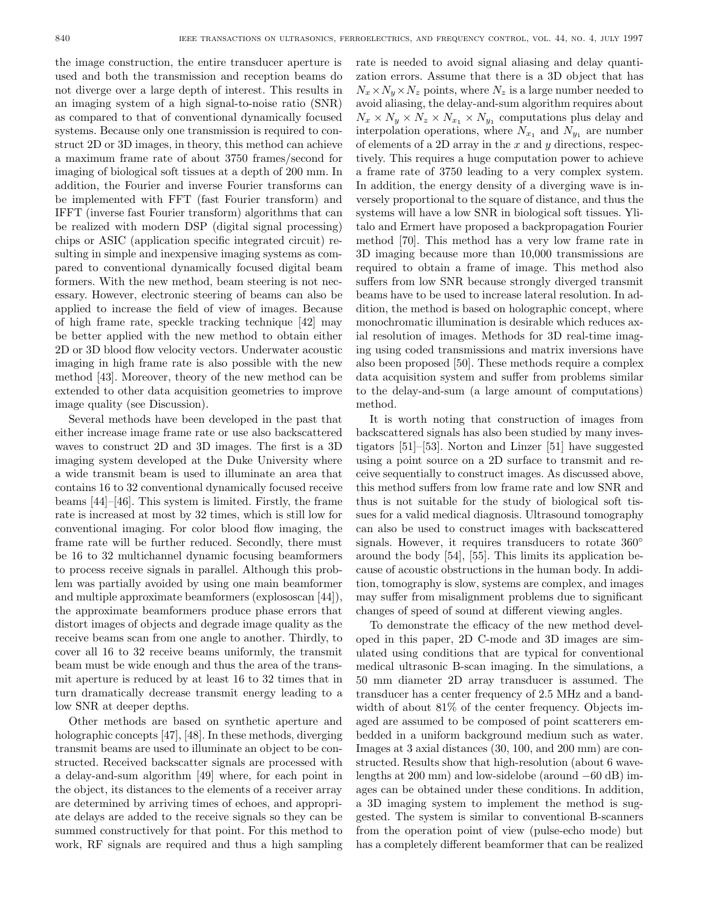the image construction, the entire transducer aperture is used and both the transmission and reception beams do not diverge over a large depth of interest. This results in an imaging system of a high signal-to-noise ratio (SNR) as compared to that of conventional dynamically focused systems. Because only one transmission is required to construct 2D or 3D images, in theory, this method can achieve a maximum frame rate of about 3750 frames/second for imaging of biological soft tissues at a depth of 200 mm. In addition, the Fourier and inverse Fourier transforms can be implemented with FFT (fast Fourier transform) and IFFT (inverse fast Fourier transform) algorithms that can be realized with modern DSP (digital signal processing) chips or ASIC (application specific integrated circuit) resulting in simple and inexpensive imaging systems as compared to conventional dynamically focused digital beam formers. With the new method, beam steering is not necessary. However, electronic steering of beams can also be applied to increase the field of view of images. Because of high frame rate, speckle tracking technique [42] may be better applied with the new method to obtain either 2D or 3D blood flow velocity vectors. Underwater acoustic imaging in high frame rate is also possible with the new method [43]. Moreover, theory of the new method can be extended to other data acquisition geometries to improve image quality (see Discussion).

Several methods have been developed in the past that either increase image frame rate or use also backscattered waves to construct 2D and 3D images. The first is a 3D imaging system developed at the Duke University where a wide transmit beam is used to illuminate an area that contains 16 to 32 conventional dynamically focused receive beams [44]–[46]. This system is limited. Firstly, the frame rate is increased at most by 32 times, which is still low for conventional imaging. For color blood flow imaging, the frame rate will be further reduced. Secondly, there must be 16 to 32 multichannel dynamic focusing beamformers to process receive signals in parallel. Although this problem was partially avoided by using one main beamformer and multiple approximate beamformers (explososcan [44]), the approximate beamformers produce phase errors that distort images of objects and degrade image quality as the receive beams scan from one angle to another. Thirdly, to cover all 16 to 32 receive beams uniformly, the transmit beam must be wide enough and thus the area of the transmit aperture is reduced by at least 16 to 32 times that in turn dramatically decrease transmit energy leading to a low SNR at deeper depths.

Other methods are based on synthetic aperture and holographic concepts [47], [48]. In these methods, diverging transmit beams are used to illuminate an object to be constructed. Received backscatter signals are processed with a delay-and-sum algorithm [49] where, for each point in the object, its distances to the elements of a receiver array are determined by arriving times of echoes, and appropriate delays are added to the receive signals so they can be summed constructively for that point. For this method to work, RF signals are required and thus a high sampling rate is needed to avoid signal aliasing and delay quantization errors. Assume that there is a 3D object that has $N_x \times N_y \times N_z$ points, where $N_z$ is a large number needed to avoid aliasing, the delay-and-sum algorithm requires about $N_x \times N_y \times N_z \times N_{x_1} \times N_{y_1}$ computations plus delay and interpolation operations, where $N_{x_1}$ and $N_{y_1}$ are number of elements of a 2D array in the $x$ and $y$ directions, respectively. This requires a huge computation power to achieve a frame rate of 3750 leading to a very complex system. In addition, the energy density of a diverging wave is inversely proportional to the square of distance, and thus the systems will have a low SNR in biological soft tissues. Ylitalo and Ermert have proposed a backpropagation Fourier method [70]. This method has a very low frame rate in 3D imaging because more than 10,000 transmissions are required to obtain a frame of image. This method also suffers from low SNR because strongly diverged transmit beams have to be used to increase lateral resolution. In addition, the method is based on holographic concept, where monochromatic illumination is desirable which reduces axial resolution of images. Methods for 3D real-time imaging using coded transmissions and matrix inversions have also been proposed [50]. These methods require a complex data acquisition system and suffer from problems similar to the delay-and-sum (a large amount of computations) method.

It is worth noting that construction of images from backscattered signals has also been studied by many investigators [51]–[53]. Norton and Linzer [51] have suggested using a point source on a 2D surface to transmit and receive sequentially to construct images. As discussed above, this method suffers from low frame rate and low SNR and thus is not suitable for the study of biological soft tissues for a valid medical diagnosis. Ultrasound tomography can also be used to construct images with backscattered signals. However, it requires transducers to rotate 360° around the body [54], [55]. This limits its application because of acoustic obstructions in the human body. In addition, tomography is slow, systems are complex, and images may suffer from misalignment problems due to significant changes of speed of sound at different viewing angles.

To demonstrate the efficacy of the new method developed in this paper, 2D C-mode and 3D images are simulated using conditions that are typical for conventional medical ultrasonic B-scan imaging. In the simulations, a 50 mm diameter 2D array transducer is assumed. The transducer has a center frequency of 2.5 MHz and a bandwidth of about 81% of the center frequency. Objects imaged are assumed to be composed of point scatterers embedded in a uniform background medium such as water. Images at 3 axial distances (30, 100, and 200 mm) are constructed. Results show that high-resolution (about 6 wavelengths at 200 mm) and low-sidelobe (around −60 dB) images can be obtained under these conditions. In addition, a 3D imaging system to implement the method is suggested. The system is similar to conventional B-scanners from the operation point of view (pulse-echo mode) but has a completely different beamformer that can be realized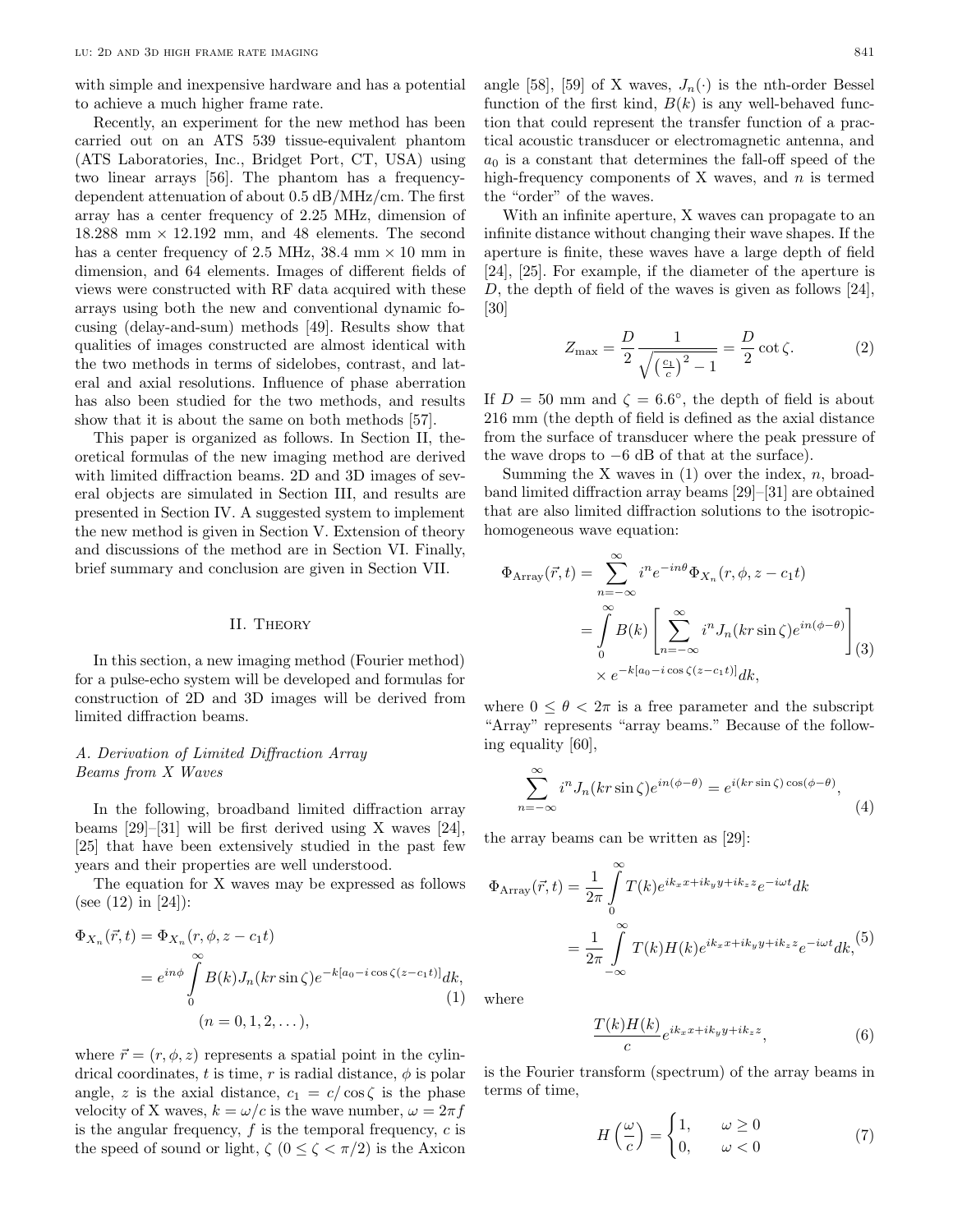with simple and inexpensive hardware and has a potential to achieve a much higher frame rate.

Recently, an experiment for the new method has been carried out on an ATS 539 tissue-equivalent phantom (ATS Laboratories, Inc., Bridget Port, CT, USA) using two linear arrays [56]. The phantom has a frequency-dependent attenuation of about 0.5 dB/MHz/cm. The first array has a center frequency of 2.25 MHz, dimension of 18.288 mm × 12.192 mm, and 48 elements. The second has a center frequency of 2.5 MHz, 38.4 mm × 10 mm in dimension, and 64 elements. Images of different fields of views were constructed with RF data acquired with these arrays using both the new and conventional dynamic focusing (delay-and-sum) methods [49]. Results show that qualities of images constructed are almost identical with the two methods in terms of sidelobes, contrast, and lateral and axial resolutions. Influence of phase aberration has also been studied for the two methods, and results show that it is about the same on both methods [57].

This paper is organized as follows. In Section II, theoretical formulas of the new imaging method are derived with limited diffraction beams. 2D and 3D images of several objects are simulated in Section III, and results are presented in Section IV. A suggested system to implement the new method is given in Section V. Extension of theory and discussions of the method are in Section VI. Finally, brief summary and conclusion are given in Section VII.

## II. Theory

In this section, a new imaging method (Fourier method) for a pulse-echo system will be developed and formulas for construction of 2D and 3D images will be derived from limited diffraction beams.

### A. Derivation of Limited Diffraction Array Beams from X Waves

In the following, broadband limited diffraction array beams [29]–[31] will be first derived using X waves [24], [25] that have been extensively studied in the past few years and their properties are well understood.

The equation for X waves may be expressed as follows (see (12) in [24]):

$$\begin{aligned}\Phi_{X_n}(\vec{r},t) &= \Phi_{X_n}(r,\phi,z-c_1 t)\\ &= e^{in\phi}\int_0^\infty B(k)J_n(kr\sin\zeta)e^{-k[a_0-i\cos\zeta(z-c_1 t)]}dk,\\ &\qquad (n=0,1,2,\dots),\end{aligned}\tag{1}$$

where $\vec{r}=(r,\phi,z)$ represents a spatial point in the cylindrical coordinates, $t$ is time, $r$ is radial distance, $\phi$ is polar angle, $z$ is the axial distance, $c_1 = c/\cos\zeta$ is the phase velocity of X waves, $k=\omega/c$ is the wave number, $\omega = 2\pi f$ is the angular frequency, $f$ is the temporal frequency, $c$ is the speed of sound or light, $\zeta$ ($0 \le \zeta < \pi/2$) is the Axicon angle [58], [59] of X waves, $J_n(\cdot)$ is the nth-order Bessel function of the first kind, $B(k)$ is any well-behaved function that could represent the transfer function of a practical acoustic transducer or electromagnetic antenna, and $a_0$ is a constant that determines the fall-off speed of the high-frequency components of X waves, and $n$ is termed the "order" of the waves.

With an infinite aperture, X waves can propagate to an infinite distance without changing their wave shapes. If the aperture is finite, these waves have a large depth of field [24], [25]. For example, if the diameter of the aperture is $D$, the depth of field of the waves is given as follows [24], [30]

$$Z_{\max} = \frac{D}{2}\frac{1}{\sqrt{\left(\frac{c_1}{c}\right)^2-1}} = \frac{D}{2}\cot\zeta. \tag{2}$$

If $D=50$ mm and $\zeta = 6.6^\circ$, the depth of field is about 216 mm (the depth of field is defined as the axial distance from the surface of transducer where the peak pressure of the wave drops to −6 dB of that at the surface).

Summing the X waves in (1) over the index, $n$, broadband limited diffraction array beams [29]–[31] are obtained that are also limited diffraction solutions to the isotropic-homogeneous wave equation:

$$\begin{aligned}\Phi_{\text{Array}}(\vec{r},t) &= \sum_{n=-\infty}^{\infty} i^n e^{-in\theta}\Phi_{X_n}(r,\phi,z-c_1 t)\\ &= \int_0^\infty B(k)\left[\sum_{n=-\infty}^{\infty} i^n J_n(kr\sin\zeta)e^{in(\phi-\theta)}\right]\\ &\quad \times e^{-k[a_0-i\cos\zeta(z-c_1 t)]}dk,\end{aligned}\tag{3}$$

where $0 \le \theta < 2\pi$ is a free parameter and the subscript "Array" represents "array beams." Because of the following equality [60],

$$\sum_{n=-\infty}^{\infty} i^n J_n(kr\sin\zeta)e^{in(\phi-\theta)} = e^{i(kr\sin\zeta)\cos(\phi-\theta)}, \tag{4}$$

the array beams can be written as [29]:

$$\begin{aligned}\Phi_{\text{Array}}(\vec{r},t) &= \frac{1}{2\pi}\int_0^\infty T(k)e^{ik_x x+ik_y y+ik_z z}e^{-i\omega t}dk\\ &= \frac{1}{2\pi}\int_{-\infty}^\infty T(k)H(k)e^{ik_x x+ik_y y+ik_z z}e^{-i\omega t}dk,\end{aligned}\tag{5}$$

where

$$\frac{T(k)H(k)}{c}e^{ik_x x+ik_y y+ik_z z}, \tag{6}$$

is the Fourier transform (spectrum) of the array beams in terms of time,

$$H\left(\frac{\omega}{c}\right) = \begin{cases}1, & \omega \ge 0\\ 0, & \omega < 0\end{cases} \tag{7}$$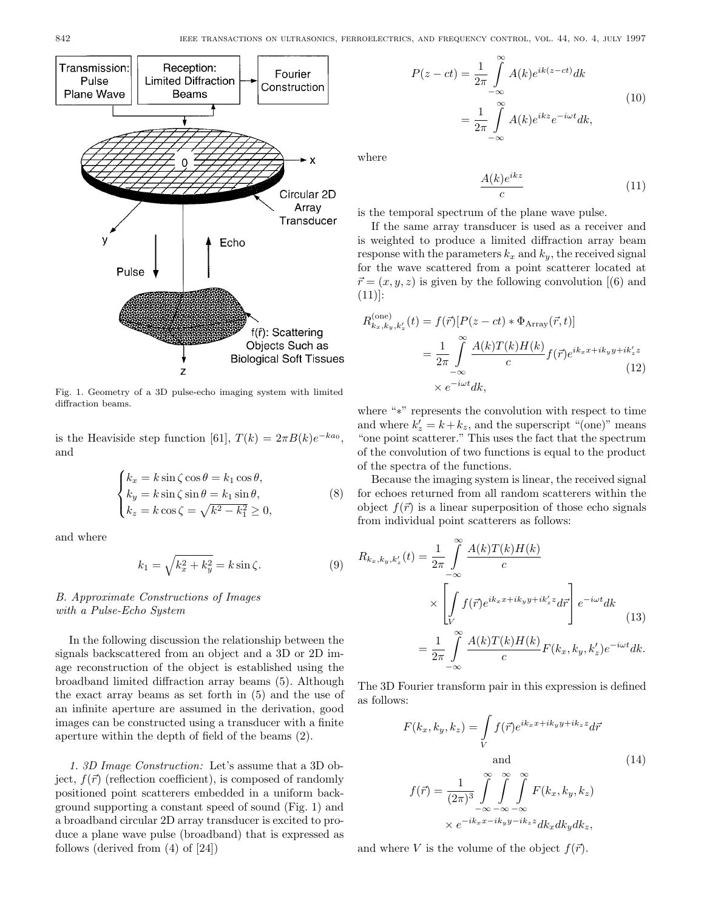Fig. 1. Geometry of a 3D pulse-echo imaging system with limited diffraction beams.

is the Heaviside step function [61], $T(k) = 2\pi B(k) e^{-ka_0}$, and

$$\begin{cases} k_x = k \sin\zeta \cos\theta = k_1 \cos\theta, \\ k_y = k \sin\zeta \sin\theta = k_1 \sin\theta, \\ k_z = k \cos\zeta = \sqrt{k^2 - k_1^2} \geq 0, \end{cases} \tag{8}$$

and where

$$k_1 = \sqrt{k_x^2 + k_y^2} = k \sin\zeta. \tag{9}$$

### *B. Approximate Constructions of Images with a Pulse-Echo System*

In the following discussion the relationship between the signals backscattered from an object and a 3D or 2D image reconstruction of the object is established using the broadband limited diffraction array beams (5). Although the exact array beams as set forth in (5) and the use of an infinite aperture are assumed in the derivation, good images can be constructed using a transducer with a finite aperture within the depth of field of the beams (2).

*1. 3D Image Construction:* Let's assume that a 3D object, $f(\vec{r})$ (reflection coefficient), is composed of randomly positioned point scatterers embedded in a uniform background supporting a constant speed of sound (Fig. 1) and a broadband circular 2D array transducer is excited to produce a plane wave pulse (broadband) that is expressed as follows (derived from (4) of [24])

$$\begin{aligned} P(z - ct) &= \frac{1}{2\pi} \int_{-\infty}^{\infty} A(k) e^{ik(z-ct)} dk \\ &= \frac{1}{2\pi} \int_{-\infty}^{\infty} A(k) e^{ikz} e^{-i\omega t} dk, \end{aligned} \tag{10}$$

where

$$\frac{A(k) e^{ikz}}{c} \tag{11}$$

is the temporal spectrum of the plane wave pulse.

If the same array transducer is used as a receiver and is weighted to produce a limited diffraction array beam response with the parameters $k_x$ and $k_y$, the received signal for the wave scattered from a point scatterer located at $\vec{r} = (x, y, z)$ is given by the following convolution [(6) and (11)]:

$$\begin{aligned} R^{(\text{one})}_{k_x, k_y, k'_z}(t) &= f(\vec{r}) [P(z - ct) * \Phi_{\text{Array}}(\vec{r}, t)] \\ &= \frac{1}{2\pi} \int_{-\infty}^{\infty} \frac{A(k) T(k) H(k)}{c} f(\vec{r}) e^{ik_x x + ik_y y + ik'_z z} \\ &\quad \times e^{-i\omega t} dk, \end{aligned} \tag{12}$$

where "*" represents the convolution with respect to time and where $k'_z = k + k_z$, and the superscript "(one)" means "one point scatterer." This uses the fact that the spectrum of the convolution of two functions is equal to the product of the spectra of the functions.

Because the imaging system is linear, the received signal for echoes returned from all random scatterers within the object $f(\vec{r})$ is a linear superposition of those echo signals from individual point scatterers as follows:

$$\begin{aligned} R_{k_x, k_y, k'_z}(t) &= \frac{1}{2\pi} \int_{-\infty}^{\infty} \frac{A(k) T(k) H(k)}{c} \\ &\quad \times \left[ \int_V f(\vec{r}) e^{ik_x x + ik_y y + ik'_z z} d\vec{r} \right] e^{-i\omega t} dk \\ &= \frac{1}{2\pi} \int_{-\infty}^{\infty} \frac{A(k) T(k) H(k)}{c} F(k_x, k_y, k'_z) e^{-i\omega t} dk. \end{aligned} \tag{13}$$

The 3D Fourier transform pair in this expression is defined as follows:

$$\begin{aligned} F(k_x, k_y, k_z) &= \int_V f(\vec{r}) e^{ik_x x + ik_y y + ik_z z} d\vec{r} \\ &\text{and} \\ f(\vec{r}) &= \frac{1}{(2\pi)^3} \int_{-\infty}^{\infty} \int_{-\infty}^{\infty} \int_{-\infty}^{\infty} F(k_x, k_y, k_z) \\ &\quad \times e^{-ik_x x - ik_y y - ik_z z} dk_x dk_y dk_z, \end{aligned} \tag{14}$$

and where $V$ is the volume of the object $f(\vec{r})$.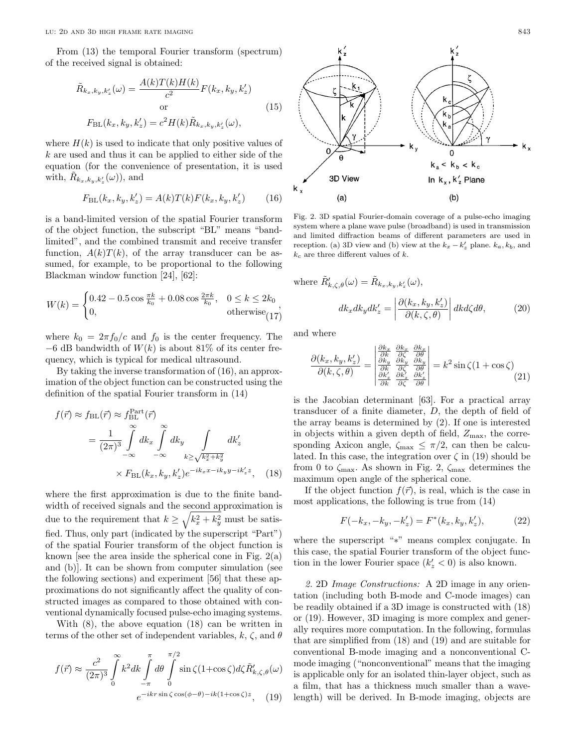From (13) the temporal Fourier transform (spectrum) of the received signal is obtained:

$$\tilde{R}_{k_x,k_y,k_z'}(\omega) = \frac{A(k)T(k)H(k)}{c^2} F(k_x,k_y,k_z') \quad \text{or} \quad F_{\mathrm{BL}}(k_x,k_y,k_z') = c^2 H(k) \tilde{R}_{k_x,k_y,k_z'}(\omega), \tag{15}$$

where $H(k)$ is used to indicate that only positive values of $k$ are used and thus it can be applied to either side of the equation (for the convenience of presentation, it is used with, $\tilde{R}_{k_x,k_y,k_z'}(\omega)$), and

$$F_{\mathrm{BL}}(k_x,k_y,k_z') = A(k)T(k)F(k_x,k_y,k_z') \tag{16}$$

is a band-limited version of the spatial Fourier transform of the object function, the subscript "BL" means "band-limited", and the combined transmit and receive transfer function, $A(k)T(k)$, of the array transducer can be assumed, for example, to be proportional to the following Blackman window function [24], [62]:

$$W(k) = \begin{cases} 0.42 - 0.5\cos\frac{\pi k}{k_0} + 0.08\cos\frac{2\pi k}{k_0}, & 0 \le k \le 2k_0 \\ 0, & \text{otherwise} \end{cases}, \tag{17}$$

where $k_0 = 2\pi f_0/c$ and $f_0$ is the center frequency. The $-6$ dB bandwidth of $W(k)$ is about 81% of its center frequency, which is typical for medical ultrasound.

By taking the inverse transformation of (16), an approximation of the object function can be constructed using the definition of the spatial Fourier transform in (14)

$$f(\vec{r}) \approx f_{\mathrm{BL}}(\vec{r}) \approx f_{\mathrm{BL}}^{\mathrm{Part}}(\vec{r}) = \frac{1}{(2\pi)^3}\int_{-\infty}^{\infty} dk_x \int_{-\infty}^{\infty} dk_y \int_{k \ge \sqrt{k_x^2+k_y^2}} dk_z' \times F_{\mathrm{BL}}(k_x,k_y,k_z') e^{-ik_x x - ik_y y - ik_z' z}, \tag{18}$$

where the first approximation is due to the finite bandwidth of received signals and the second approximation is due to the requirement that $k \ge \sqrt{k_x^2+k_y^2}$ must be satisfied. Thus, only part (indicated by the superscript "Part") of the spatial Fourier transform of the object function is known [see the area inside the spherical cone in Fig. 2(a) and (b)]. It can be shown from computer simulation (see the following sections) and experiment [56] that these approximations do not significantly affect the quality of constructed images as compared to those obtained with conventional dynamically focused pulse-echo imaging systems.

With (8), the above equation (18) can be written in terms of the other set of independent variables, $k$, $\zeta$, and $\theta$

$$f(\vec{r}) \approx \frac{c^2}{(2\pi)^3}\int_0^{\infty} k^2 dk \int_{-\pi}^{\pi} d\theta \int_0^{\pi/2} \sin\zeta(1+\cos\zeta) d\zeta \tilde{R}'_{k,\zeta,\theta}(\omega) e^{-ikr\sin\zeta\cos(\phi-\theta) - ik(1+\cos\zeta)z}, \tag{19}$$

Fig. 2. 3D spatial Fourier-domain coverage of a pulse-echo imaging system where a plane wave pulse (broadband) is used in transmission and limited diffraction beams of different parameters are used in reception. (a) 3D view and (b) view at the $k_x - k_z'$ plane. $k_a$, $k_b$, and $k_c$ are three different values of $k$.

where $\tilde{R}'_{k,\zeta,\theta}(\omega) = \tilde{R}_{k_x,k_y,k_z'}(\omega)$,

$$dk_x dk_y dk_z' = \left|\frac{\partial(k_x,k_y,k_z')}{\partial(k,\zeta,\theta)}\right| dk d\zeta d\theta, \tag{20}$$

and where

$$\frac{\partial(k_x,k_y,k_z')}{\partial(k,\zeta,\theta)} = \begin{vmatrix} \frac{\partial k_x}{\partial k} & \frac{\partial k_x}{\partial \zeta} & \frac{\partial k_x}{\partial \theta} \\ \frac{\partial k_y}{\partial k} & \frac{\partial k_y}{\partial \zeta} & \frac{\partial k_y}{\partial \theta} \\ \frac{\partial k_z'}{\partial k} & \frac{\partial k_z'}{\partial \zeta} & \frac{\partial k_z'}{\partial \theta} \end{vmatrix} = k^2 \sin\zeta(1+\cos\zeta) \tag{21}$$

is the Jacobian determinant [63]. For a practical array transducer of a finite diameter, $D$, the depth of field of the array beams is determined by (2). If one is interested in objects within a given depth of field, $Z_{\max}$, the corresponding Axicon angle, $\zeta_{\max} \le \pi/2$, can then be calculated. In this case, the integration over $\zeta$ in (19) should be from 0 to $\zeta_{\max}$. As shown in Fig. 2, $\zeta_{\max}$ determines the maximum open angle of the spherical cone.

If the object function $f(\vec{r})$, is real, which is the case in most applications, the following is true from (14)

$$F(-k_x,-k_y,-k_z') = F^*(k_x,k_y,k_z'), \tag{22}$$

where the superscript "*" means complex conjugate. In this case, the spatial Fourier transform of the object function in the lower Fourier space ($k_z' < 0$) is also known.

*2. 2D Image Constructions:* A 2D image in any orientation (including both B-mode and C-mode images) can be readily obtained if a 3D image is constructed with (18) or (19). However, 3D imaging is more complex and generally requires more computation. In the following, formulas that are simplified from (18) and (19) and are suitable for conventional B-mode imaging and a nonconventional C-mode imaging ("nonconventional" means that the imaging is applicable only for an isolated thin-layer object, such as a film, that has a thickness much smaller than a wavelength) will be derived. In B-mode imaging, objects are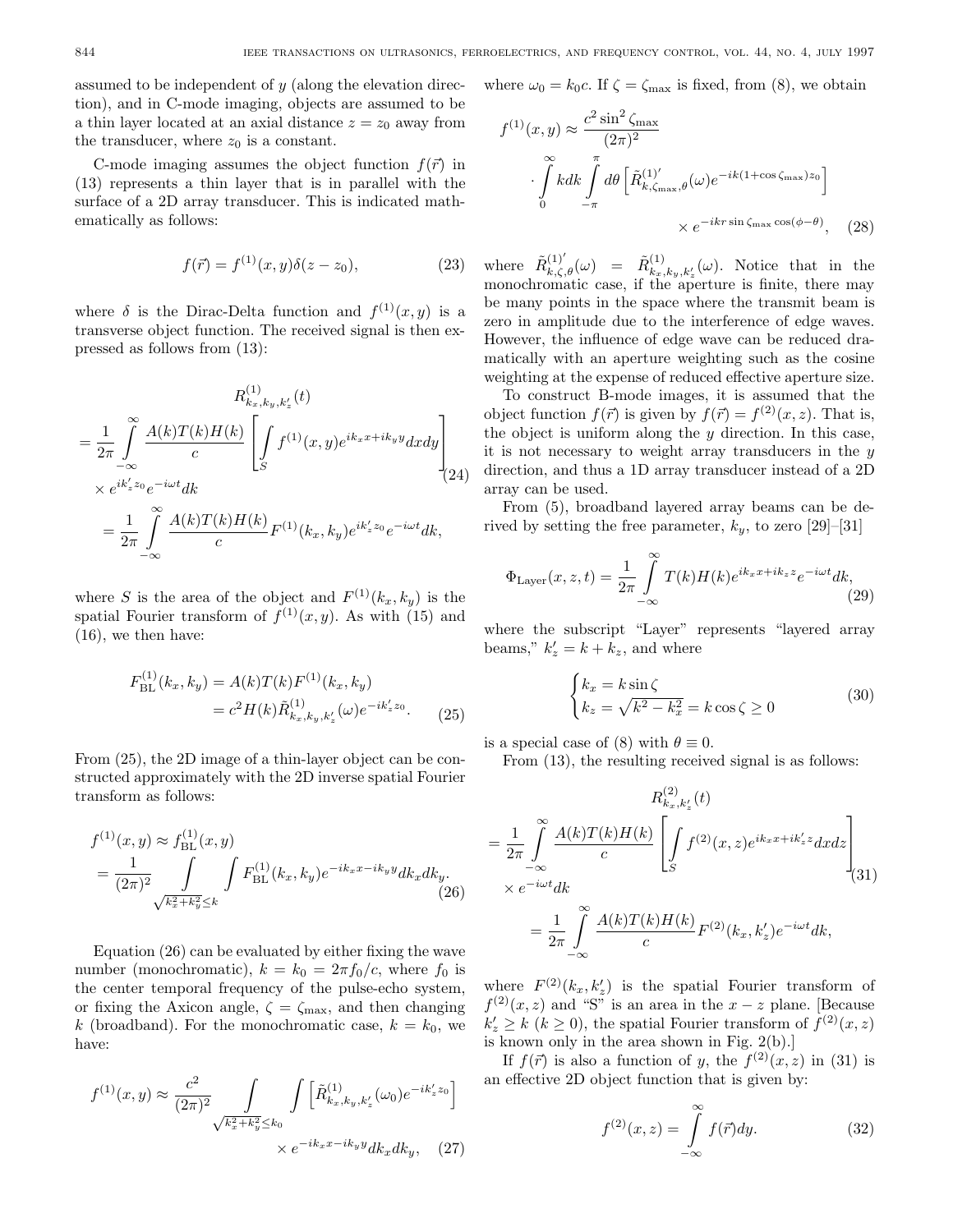assumed to be independent of $y$ (along the elevation direction), and in C-mode imaging, objects are assumed to be a thin layer located at an axial distance $z = z_0$ away from the transducer, where $z_0$ is a constant.

C-mode imaging assumes the object function $f(\vec{r})$ in (13) represents a thin layer that is in parallel with the surface of a 2D array transducer. This is indicated mathematically as follows:

$$f(\vec{r}) = f^{(1)}(x,y)\delta(z - z_0), \tag{23}$$

where $\delta$ is the Dirac-Delta function and $f^{(1)}(x,y)$ is a transverse object function. The received signal is then expressed as follows from (13):

$$\begin{aligned} &R^{(1)}_{k_x,k_y,k'_z}(t) \\ &= \frac{1}{2\pi}\int_{-\infty}^{\infty}\frac{A(k)T(k)H(k)}{c}\left[\int_S f^{(1)}(x,y)e^{ik_x x + ik_y y}dxdy\right] \\ &\quad\times e^{ik'_z z_0}e^{-i\omega t}dk \\ &= \frac{1}{2\pi}\int_{-\infty}^{\infty}\frac{A(k)T(k)H(k)}{c}F^{(1)}(k_x,k_y)e^{ik'_z z_0}e^{-i\omega t}dk, \end{aligned} \tag{24}$$

where $S$ is the area of the object and $F^{(1)}(k_x,k_y)$ is the spatial Fourier transform of $f^{(1)}(x,y)$. As with (15) and (16), we then have:

$$\begin{aligned} F^{(1)}_{\mathrm{BL}}(k_x,k_y) &= A(k)T(k)F^{(1)}(k_x,k_y) \\ &= c^2H(k)\tilde{R}^{(1)}_{k_x,k_y,k'_z}(\omega)e^{-ik'_z z_0}. \end{aligned} \tag{25}$$

From (25), the 2D image of a thin-layer object can be constructed approximately with the 2D inverse spatial Fourier transform as follows:

$$\begin{aligned} f^{(1)}(x,y) &\approx f^{(1)}_{\mathrm{BL}}(x,y) \\ &= \frac{1}{(2\pi)^2}\int\limits_{\sqrt{k_x^2+k_y^2}\le k}\int F^{(1)}_{\mathrm{BL}}(k_x,k_y)e^{-ik_x x - ik_y y}dk_x dk_y. \end{aligned} \tag{26}$$

Equation (26) can be evaluated by either fixing the wave number (monochromatic), $k = k_0 = 2\pi f_0/c$, where $f_0$ is the center temporal frequency of the pulse-echo system, or fixing the Axicon angle, $\zeta = \zeta_{\max}$, and then changing $k$ (broadband). For the monochromatic case, $k = k_0$, we have:

$$\begin{aligned} f^{(1)}(x,y) \approx \frac{c^2}{(2\pi)^2}\int\limits_{\sqrt{k_x^2+k_y^2}\le k_0}\int\left[\tilde{R}^{(1)}_{k_x,k_y,k'_z}(\omega_0)e^{-ik'_z z_0}\right] \\ \times e^{-ik_x x - ik_y y}dk_x dk_y, \end{aligned} \tag{27}$$

where $\omega_0 = k_0 c$. If $\zeta = \zeta_{\max}$ is fixed, from (8), we obtain

$$\begin{aligned} f^{(1)}(x,y) &\approx \frac{c^2\sin^2\zeta_{\max}}{(2\pi)^2} \\ &\cdot\int_0^{\infty}kdk\int_{-\pi}^{\pi}d\theta\left[\tilde{R}^{(1)'}_{k,\zeta_{\max},\theta}(\omega)e^{-ik(1+\cos\zeta_{\max})z_0}\right] \\ &\qquad\times e^{-ikr\sin\zeta_{\max}\cos(\phi-\theta)}, \end{aligned} \tag{28}$$

where $\tilde{R}^{(1)'}_{k,\zeta,\theta}(\omega) = \tilde{R}^{(1)}_{k_x,k_y,k'_z}(\omega)$. Notice that in the monochromatic case, if the aperture is finite, there may be many points in the space where the transmit beam is zero in amplitude due to the interference of edge waves. However, the influence of edge wave can be reduced dramatically with an aperture weighting such as the cosine weighting at the expense of reduced effective aperture size.

To construct B-mode images, it is assumed that the object function $f(\vec{r})$ is given by $f(\vec{r}) = f^{(2)}(x,z)$. That is, the object is uniform along the $y$ direction. In this case, it is not necessary to weight array transducers in the $y$ direction, and thus a 1D array transducer instead of a 2D array can be used.

From (5), broadband layered array beams can be derived by setting the free parameter, $k_y$, to zero [29]–[31]

$$\Phi_{\mathrm{Layer}}(x,z,t) = \frac{1}{2\pi}\int_{-\infty}^{\infty}T(k)H(k)e^{ik_x x + ik_z z}e^{-i\omega t}dk, \tag{29}$$

where the subscript "Layer" represents "layered array beams," $k'_z = k + k_z$, and where

$$\begin{cases} k_x = k\sin\zeta \\ k_z = \sqrt{k^2 - k_x^2} = k\cos\zeta \ge 0 \end{cases} \tag{30}$$

is a special case of (8) with $\theta \equiv 0$.

From (13), the resulting received signal is as follows:

$$\begin{aligned} &R^{(2)}_{k_x,k'_z}(t) \\ &= \frac{1}{2\pi}\int_{-\infty}^{\infty}\frac{A(k)T(k)H(k)}{c}\left[\int_S f^{(2)}(x,z)e^{ik_x x + ik'_z z}dxdz\right] \\ &\quad\times e^{-i\omega t}dk \\ &= \frac{1}{2\pi}\int_{-\infty}^{\infty}\frac{A(k)T(k)H(k)}{c}F^{(2)}(k_x,k'_z)e^{-i\omega t}dk, \end{aligned} \tag{31}$$

where $F^{(2)}(k_x,k'_z)$ is the spatial Fourier transform of $f^{(2)}(x,z)$ and "S" is an area in the $x-z$ plane. [Because $k'_z \ge k$ ($k \ge 0$), the spatial Fourier transform of $f^{(2)}(x,z)$ is known only in the area shown in Fig. 2(b).]

If $f(\vec{r})$ is also a function of $y$, the $f^{(2)}(x,z)$ in (31) is an effective 2D object function that is given by:

$$f^{(2)}(x,z) = \int_{-\infty}^{\infty}f(\vec{r})dy. \tag{32}$$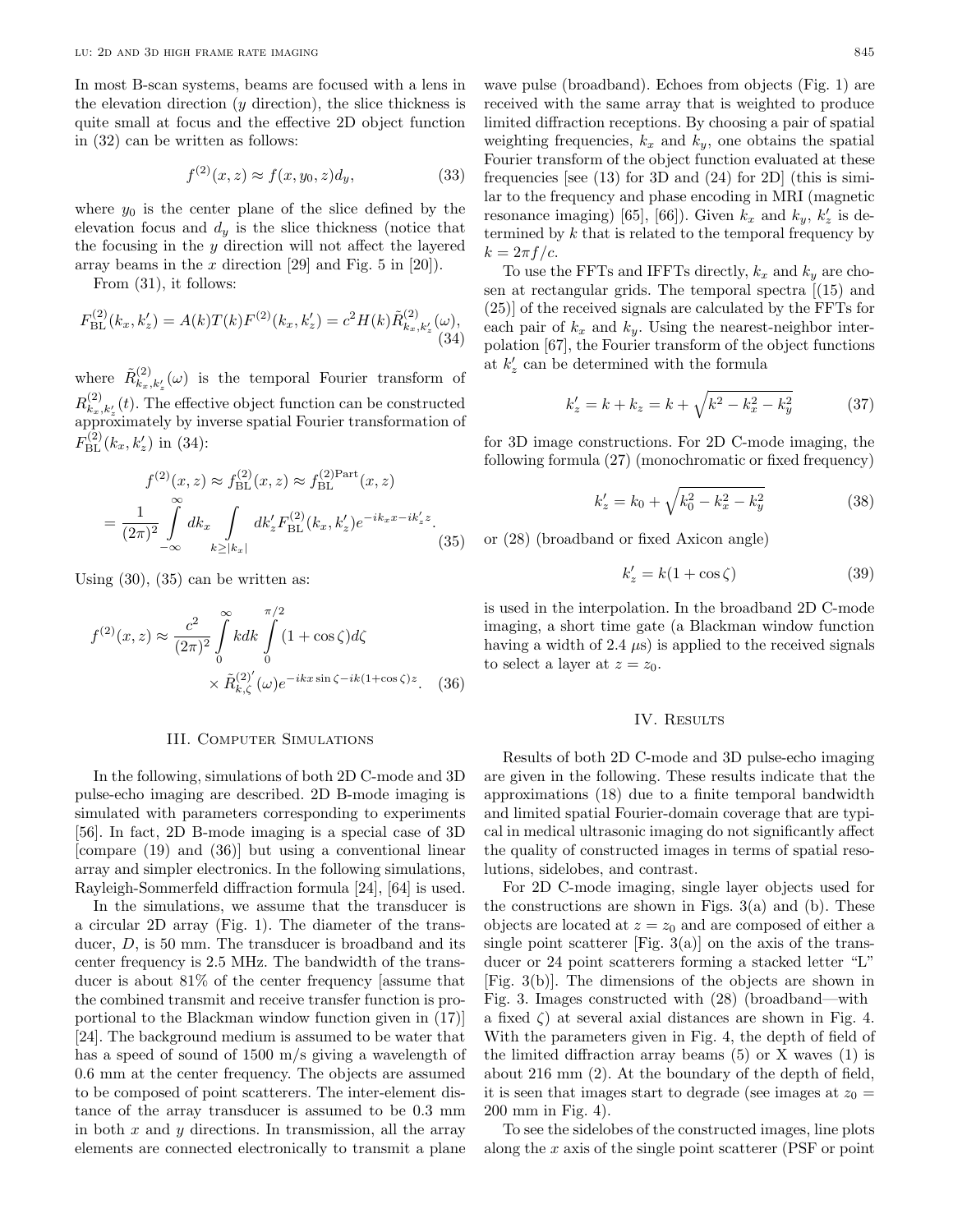In most B-scan systems, beams are focused with a lens in the elevation direction ($y$ direction), the slice thickness is quite small at focus and the effective 2D object function in (32) can be written as follows:

$$f^{(2)}(x,z) \approx f(x, y_0, z) d_y, \tag{33}$$

where $y_0$ is the center plane of the slice defined by the elevation focus and $d_y$ is the slice thickness (notice that the focusing in the $y$ direction will not affect the layered array beams in the $x$ direction [29] and Fig. 5 in [20]).

From (31), it follows:

$$F_{\mathrm{BL}}^{(2)}(k_x, k_z') = A(k)T(k)F^{(2)}(k_x, k_z') = c^2 H(k) \tilde{R}_{k_x,k_z'}^{(2)}(\omega), \tag{34}$$

where $\tilde{R}_{k_x,k_z'}^{(2)}(\omega)$ is the temporal Fourier transform of $R_{k_x,k_z'}^{(2)}(t)$. The effective object function can be constructed approximately by inverse spatial Fourier transformation of $F_{\mathrm{BL}}^{(2)}(k_x, k_z')$ in (34):

$$f^{(2)}(x,z) \approx f_{\mathrm{BL}}^{(2)}(x,z) \approx f_{\mathrm{BL}}^{(2)\mathrm{Part}}(x,z) = \frac{1}{(2\pi)^2} \int_{-\infty}^{\infty} dk_x \int_{k \geq |k_x|} dk_z' F_{\mathrm{BL}}^{(2)}(k_x, k_z') e^{-ik_x x - ik_z' z}. \tag{35}$$

Using (30), (35) can be written as:

$$f^{(2)}(x,z) \approx \frac{c^2}{(2\pi)^2} \int_0^{\infty} k dk \int_0^{\pi/2} (1+\cos\zeta) d\zeta \times \tilde{R}_{k,\zeta}^{(2)'}(\omega) e^{-ikx\sin\zeta - ik(1+\cos\zeta)z}. \tag{36}$$

## III. Computer Simulations

In the following, simulations of both 2D C-mode and 3D pulse-echo imaging are described. 2D B-mode imaging is simulated with parameters corresponding to experiments [56]. In fact, 2D B-mode imaging is a special case of 3D [compare (19) and (36)] but using a conventional linear array and simpler electronics. In the following simulations, Rayleigh-Sommerfeld diffraction formula [24], [64] is used.

In the simulations, we assume that the transducer is a circular 2D array (Fig. 1). The diameter of the transducer, $D$, is 50 mm. The transducer is broadband and its center frequency is 2.5 MHz. The bandwidth of the transducer is about 81% of the center frequency [assume that the combined transmit and receive transfer function is proportional to the Blackman window function given in (17)] [24]. The background medium is assumed to be water that has a speed of sound of 1500 m/s giving a wavelength of 0.6 mm at the center frequency. The objects are assumed to be composed of point scatterers. The inter-element distance of the array transducer is assumed to be 0.3 mm in both $x$ and $y$ directions. In transmission, all the array elements are connected electronically to transmit a plane wave pulse (broadband). Echoes from objects (Fig. 1) are received with the same array that is weighted to produce limited diffraction receptions. By choosing a pair of spatial weighting frequencies, $k_x$ and $k_y$, one obtains the spatial Fourier transform of the object function evaluated at these frequencies [see (13) for 3D and (24) for 2D] (this is similar to the frequency and phase encoding in MRI (magnetic resonance imaging) [65], [66]). Given $k_x$ and $k_y$, $k_z'$ is determined by $k$ that is related to the temporal frequency by $k = 2\pi f/c$.

To use the FFTs and IFFTs directly, $k_x$ and $k_y$ are chosen at rectangular grids. The temporal spectra [(15) and (25)] of the received signals are calculated by the FFTs for each pair of $k_x$ and $k_y$. Using the nearest-neighbor interpolation [67], the Fourier transform of the object functions at $k_z'$ can be determined with the formula

$$k_z' = k + k_z = k + \sqrt{k^2 - k_x^2 - k_y^2} \tag{37}$$

for 3D image constructions. For 2D C-mode imaging, the following formula (27) (monochromatic or fixed frequency)

$$k_z' = k_0 + \sqrt{k_0^2 - k_x^2 - k_y^2} \tag{38}$$

or (28) (broadband or fixed Axicon angle)

$$k_z' = k(1+\cos\zeta) \tag{39}$$

is used in the interpolation. In the broadband 2D C-mode imaging, a short time gate (a Blackman window function having a width of 2.4 $\mu$s) is applied to the received signals to select a layer at $z = z_0$.

## IV. Results

Results of both 2D C-mode and 3D pulse-echo imaging are given in the following. These results indicate that the approximations (18) due to a finite temporal bandwidth and limited spatial Fourier-domain coverage that are typical in medical ultrasonic imaging do not significantly affect the quality of constructed images in terms of spatial resolutions, sidelobes, and contrast.

For 2D C-mode imaging, single layer objects used for the constructions are shown in Figs. 3(a) and (b). These objects are located at $z = z_0$ and are composed of either a single point scatterer [Fig. 3(a)] on the axis of the transducer or 24 point scatterers forming a stacked letter "L" [Fig. 3(b)]. The dimensions of the objects are shown in Fig. 3. Images constructed with (28) (broadband—with a fixed $\zeta$) at several axial distances are shown in Fig. 4. With the parameters given in Fig. 4, the depth of field of the limited diffraction array beams (5) or X waves (1) is about 216 mm (2). At the boundary of the depth of field, it is seen that images start to degrade (see images at $z_0 =$ 200 mm in Fig. 4).

To see the sidelobes of the constructed images, line plots along the $x$ axis of the single point scatterer (PSF or point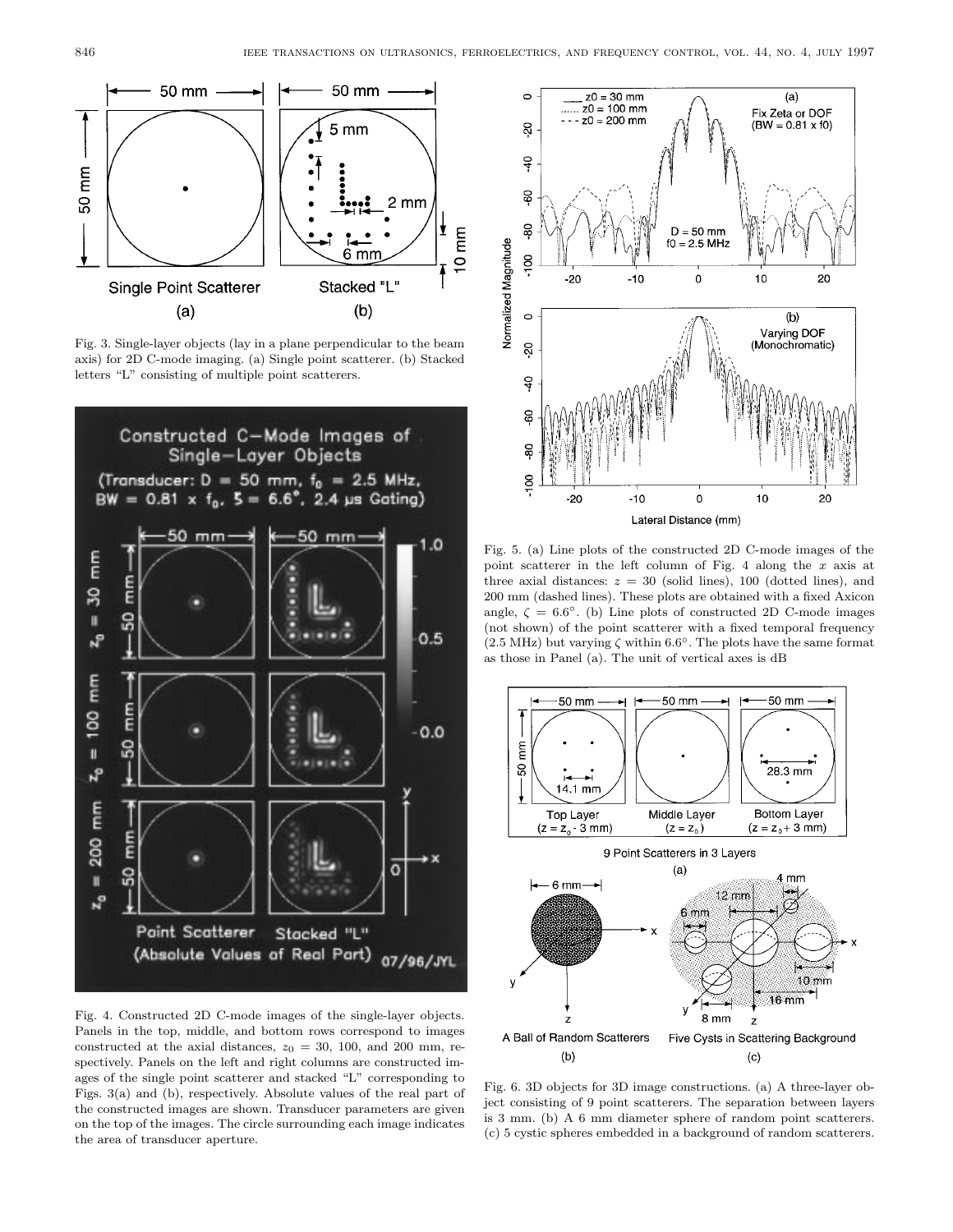Fig. 3. Single-layer objects (lay in a plane perpendicular to the beam axis) for 2D C-mode imaging. (a) Single point scatterer. (b) Stacked letters "L" consisting of multiple point scatterers.

Fig. 4. Constructed 2D C-mode images of the single-layer objects. Panels in the top, middle, and bottom rows correspond to images constructed at the axial distances, $z_0 = 30$, 100, and 200 mm, respectively. Panels on the left and right columns are constructed images of the single point scatterer and stacked "L" corresponding to Figs. 3(a) and (b), respectively. Absolute values of the real part of the constructed images are shown. Transducer parameters are given on the top of the images. The circle surrounding each image indicates the area of transducer aperture.

Fig. 5. (a) Line plots of the constructed 2D C-mode images of the point scatterer in the left column of Fig. 4 along the $x$ axis at three axial distances: $z = 30$ (solid lines), 100 (dotted lines), and 200 mm (dashed lines). These plots are obtained with a fixed Axicon angle, $\zeta = 6.6°$. (b) Line plots of constructed 2D C-mode images (not shown) of the point scatterer with a fixed temporal frequency (2.5 MHz) but varying $\zeta$ within 6.6°. The plots have the same format as those in Panel (a). The unit of vertical axes is dB

Fig. 6. 3D objects for 3D image constructions. (a) A three-layer object consisting of 9 point scatterers. The separation between layers is 3 mm. (b) A 6 mm diameter sphere of random point scatterers. (c) 5 cystic spheres embedded in a background of random scatterers.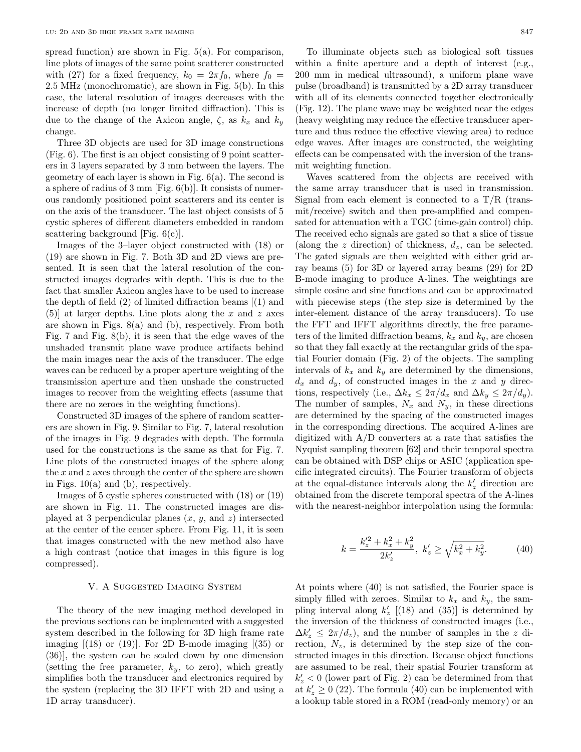spread function) are shown in Fig. 5(a). For comparison, line plots of images of the same point scatterer constructed with (27) for a fixed frequency, $k_0 = 2\pi f_0$, where $f_0 = 2.5$ MHz (monochromatic), are shown in Fig. 5(b). In this case, the lateral resolution of images decreases with the increase of depth (no longer limited diffraction). This is due to the change of the Axicon angle, $\zeta$, as $k_x$ and $k_y$ change.

Three 3D objects are used for 3D image constructions (Fig. 6). The first is an object consisting of 9 point scatterers in 3 layers separated by 3 mm between the layers. The geometry of each layer is shown in Fig. 6(a). The second is a sphere of radius of 3 mm [Fig. 6(b)]. It consists of numerous randomly positioned point scatterers and its center is on the axis of the transducer. The last object consists of 5 cystic spheres of different diameters embedded in random scattering background [Fig. 6(c)].

Images of the 3–layer object constructed with (18) or (19) are shown in Fig. 7. Both 3D and 2D views are presented. It is seen that the lateral resolution of the constructed images degrades with depth. This is due to the fact that smaller Axicon angles have to be used to increase the depth of field (2) of limited diffraction beams [(1) and (5)] at larger depths. Line plots along the $x$ and $z$ axes are shown in Figs. 8(a) and (b), respectively. From both Fig. 7 and Fig. 8(b), it is seen that the edge waves of the unshaded transmit plane wave produce artifacts behind the main images near the axis of the transducer. The edge waves can be reduced by a proper aperture weighting of the transmission aperture and then unshade the constructed images to recover from the weighting effects (assume that there are no zeroes in the weighting functions).

Constructed 3D images of the sphere of random scatterers are shown in Fig. 9. Similar to Fig. 7, lateral resolution of the images in Fig. 9 degrades with depth. The formula used for the constructions is the same as that for Fig. 7. Line plots of the constructed images of the sphere along the $x$ and $z$ axes through the center of the sphere are shown in Figs. 10(a) and (b), respectively.

Images of 5 cystic spheres constructed with (18) or (19) are shown in Fig. 11. The constructed images are displayed at 3 perpendicular planes ($x$, $y$, and $z$) intersected at the center of the center sphere. From Fig. 11, it is seen that images constructed with the new method also have a high contrast (notice that images in this figure is log compressed).

## V. A Suggested Imaging System

The theory of the new imaging method developed in the previous sections can be implemented with a suggested system described in the following for 3D high frame rate imaging [(18) or (19)]. For 2D B-mode imaging [(35) or (36)], the system can be scaled down by one dimension (setting the free parameter, $k_y$, to zero), which greatly simplifies both the transducer and electronics required by the system (replacing the 3D IFFT with 2D and using a 1D array transducer).

To illuminate objects such as biological soft tissues within a finite aperture and a depth of interest (e.g., 200 mm in medical ultrasound), a uniform plane wave pulse (broadband) is transmitted by a 2D array transducer with all of its elements connected together electronically (Fig. 12). The plane wave may be weighted near the edges (heavy weighting may reduce the effective transducer aperture and thus reduce the effective viewing area) to reduce edge waves. After images are constructed, the weighting effects can be compensated with the inversion of the transmit weighting function.

Waves scattered from the objects are received with the same array transducer that is used in transmission. Signal from each element is connected to a T/R (transmit/receive) switch and then pre-amplified and compensated for attenuation with a TGC (time-gain control) chip. The received echo signals are gated so that a slice of tissue (along the $z$ direction) of thickness, $d_z$, can be selected. The gated signals are then weighted with either grid array beams (5) for 3D or layered array beams (29) for 2D B-mode imaging to produce A-lines. The weightings are simple cosine and sine functions and can be approximated with piecewise steps (the step size is determined by the inter-element distance of the array transducers). To use the FFT and IFFT algorithms directly, the free parameters of the limited diffraction beams, $k_x$ and $k_y$, are chosen so that they fall exactly at the rectangular grids of the spatial Fourier domain (Fig. 2) of the objects. The sampling intervals of $k_x$ and $k_y$ are determined by the dimensions, $d_x$ and $d_y$, of constructed images in the $x$ and $y$ directions, respectively (i.e., $\Delta k_x \leq 2\pi/d_x$ and $\Delta k_y \leq 2\pi/d_y$). The number of samples, $N_x$ and $N_y$, in these directions are determined by the spacing of the constructed images in the corresponding directions. The acquired A-lines are digitized with A/D converters at a rate that satisfies the Nyquist sampling theorem [62] and their temporal spectra can be obtained with DSP chips or ASIC (application specific integrated circuits). The Fourier transform of objects at the equal-distance intervals along the $k_z'$ direction are obtained from the discrete temporal spectra of the A-lines with the nearest-neighbor interpolation using the formula:

$$k = \frac{k_z'^2 + k_x^2 + k_y^2}{2k_z'}, \; k_z' \geq \sqrt{k_x^2 + k_y^2}. \tag{40}$$

At points where (40) is not satisfied, the Fourier space is simply filled with zeroes. Similar to $k_x$ and $k_y$, the sampling interval along $k_z'$ [(18) and (35)] is determined by the inversion of the thickness of constructed images (i.e., $\Delta k_z' \leq 2\pi/d_z$), and the number of samples in the $z$ direction, $N_z$, is determined by the step size of the constructed images in this direction. Because object functions are assumed to be real, their spatial Fourier transform at $k_z' < 0$ (lower part of Fig. 2) can be determined from that at $k_z' \geq 0$ (22). The formula (40) can be implemented with a lookup table stored in a ROM (read-only memory) or an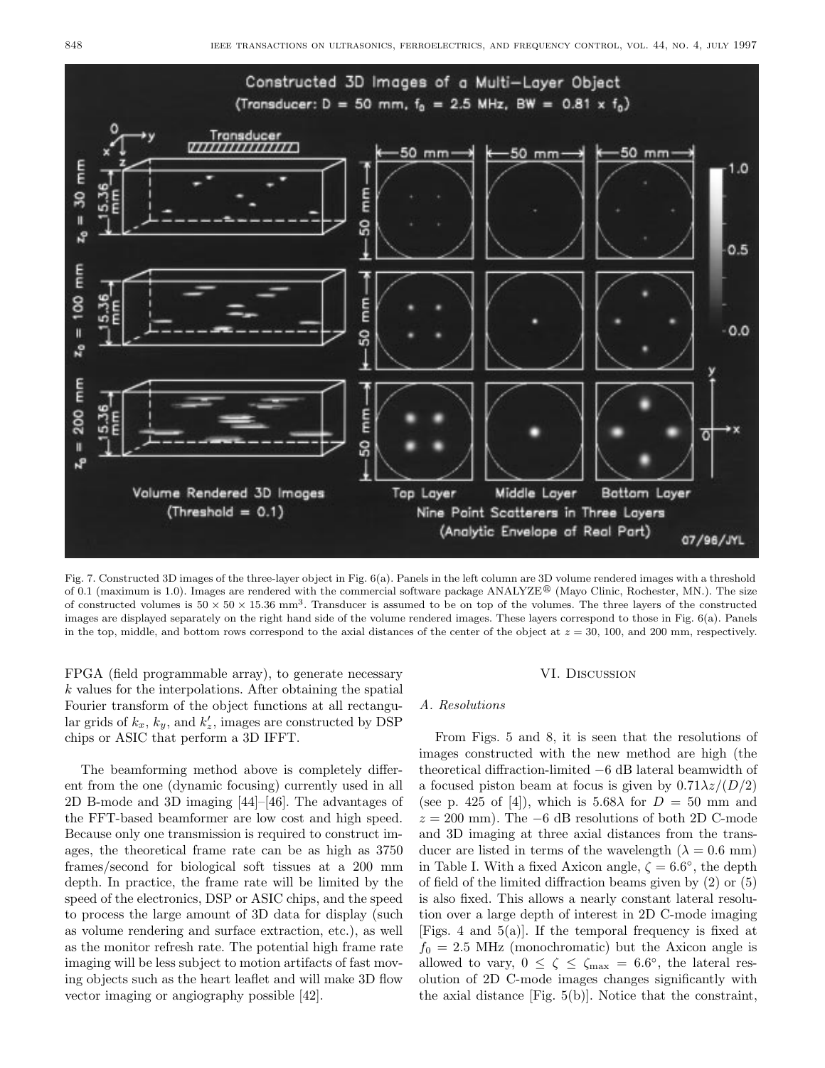Fig. 7. Constructed 3D images of the three-layer object in Fig. 6(a). Panels in the left column are 3D volume rendered images with a threshold of 0.1 (maximum is 1.0). Images are rendered with the commercial software package ANALYZE® (Mayo Clinic, Rochester, MN.). The size of constructed volumes is $50 \times 50 \times 15.36$ mm$^3$. Transducer is assumed to be on top of the volumes. The three layers of the constructed images are displayed separately on the right hand side of the volume rendered images. These layers correspond to those in Fig. 6(a). Panels in the top, middle, and bottom rows correspond to the axial distances of the center of the object at $z = 30$, 100, and 200 mm, respectively.

FPGA (field programmable array), to generate necessary $k$ values for the interpolations. After obtaining the spatial Fourier transform of the object functions at all rectangular grids of $k_x$, $k_y$, and $k'_z$, images are constructed by DSP chips or ASIC that perform a 3D IFFT.

The beamforming method above is completely different from the one (dynamic focusing) currently used in all 2D B-mode and 3D imaging [44]–[46]. The advantages of the FFT-based beamformer are low cost and high speed. Because only one transmission is required to construct images, the theoretical frame rate can be as high as 3750 frames/second for biological soft tissues at a 200 mm depth. In practice, the frame rate will be limited by the speed of the electronics, DSP or ASIC chips, and the speed to process the large amount of 3D data for display (such as volume rendering and surface extraction, etc.), as well as the monitor refresh rate. The potential high frame rate imaging will be less subject to motion artifacts of fast moving objects such as the heart leaflet and will make 3D flow vector imaging or angiography possible [42].

## VI. Discussion

### A. Resolutions

From Figs. 5 and 8, it is seen that the resolutions of images constructed with the new method are high (the theoretical diffraction-limited $-6$ dB lateral beamwidth of a focused piston beam at focus is given by $0.71\lambda z/(D/2)$ (see p. 425 of [4]), which is $5.68\lambda$ for $D = 50$ mm and $z = 200$ mm). The $-6$ dB resolutions of both 2D C-mode and 3D imaging at three axial distances from the transducer are listed in terms of the wavelength ($\lambda = 0.6$ mm) in Table I. With a fixed Axicon angle, $\zeta = 6.6^\circ$, the depth of field of the limited diffraction beams given by (2) or (5) is also fixed. This allows a nearly constant lateral resolution over a large depth of interest in 2D C-mode imaging [Figs. 4 and 5(a)]. If the temporal frequency is fixed at $f_0 = 2.5$ MHz (monochromatic) but the Axicon angle is allowed to vary, $0 \leq \zeta \leq \zeta_{\max} = 6.6^\circ$, the lateral resolution of 2D C-mode images changes significantly with the axial distance [Fig. 5(b)]. Notice that the constraint,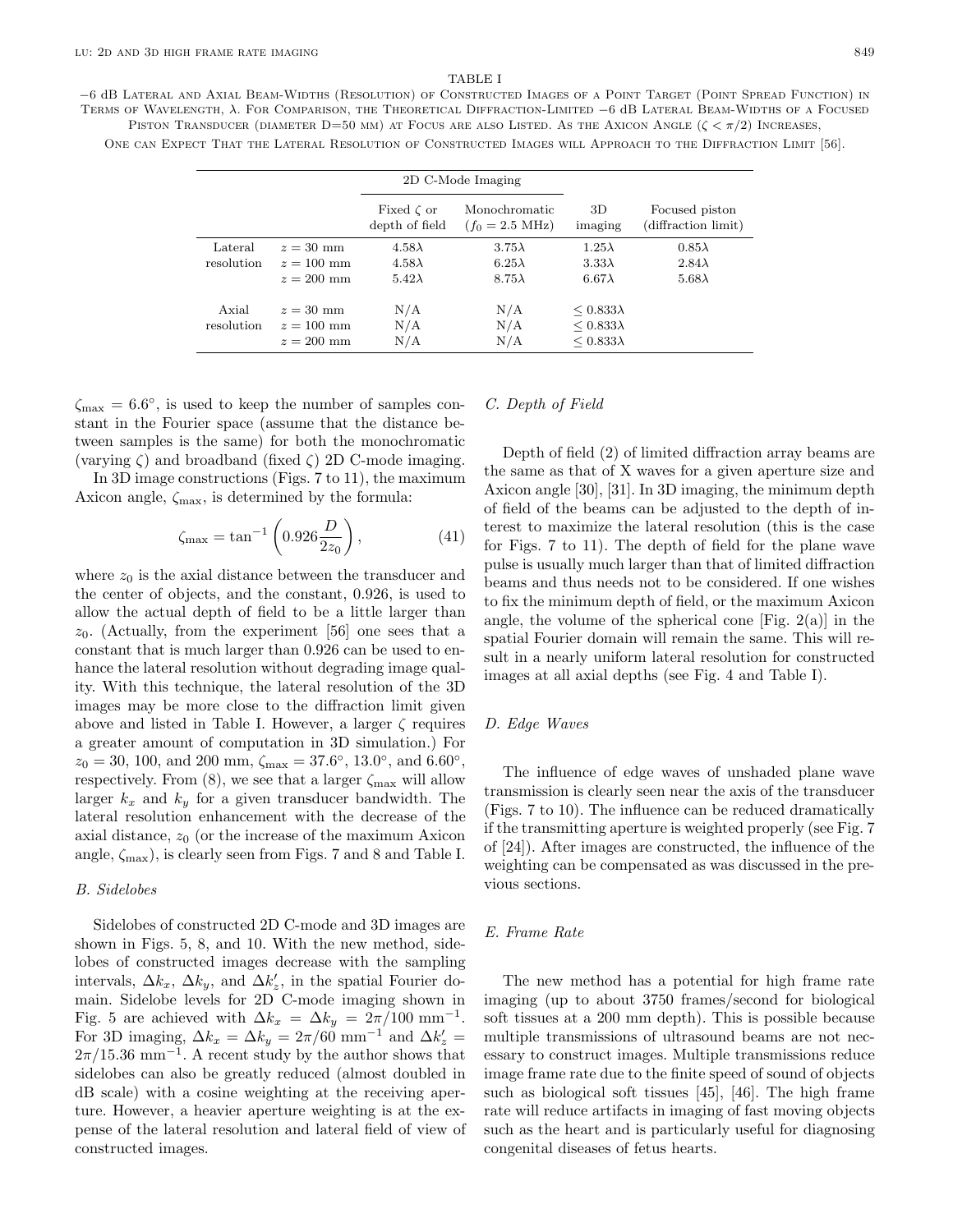TABLE I

−6 dB Lateral and Axial Beam-Widths (Resolution) of Constructed Images of a Point Target (Point Spread Function) in Terms of Wavelength, λ. For Comparison, the Theoretical Diffraction-Limited −6 dB Lateral Beam-Widths of a Focused Piston Transducer (diameter D=50 mm) at Focus are also Listed. As the Axicon Angle ($\zeta < \pi/2$) Increases, One can Expect That the Lateral Resolution of Constructed Images will Approach to the Diffraction Limit [56].

| | | 2D C-Mode Imaging | | | |
|---|---|---|---|---|---|
| | | Fixed $\zeta$ or depth of field | Monochromatic ($f_0 = 2.5$ MHz) | 3D imaging | Focused piston (diffraction limit) |
| Lateral resolution | $z = 30$ mm | $4.58\lambda$ | $3.75\lambda$ | $1.25\lambda$ | $0.85\lambda$ |
| | $z = 100$ mm | $4.58\lambda$ | $6.25\lambda$ | $3.33\lambda$ | $2.84\lambda$ |
| | $z = 200$ mm | $5.42\lambda$ | $8.75\lambda$ | $6.67\lambda$ | $5.68\lambda$ |
| Axial resolution | $z = 30$ mm | N/A | N/A | $\leq 0.833\lambda$ | |
| | $z = 100$ mm | N/A | N/A | $\leq 0.833\lambda$ | |
| | $z = 200$ mm | N/A | N/A | $\leq 0.833\lambda$ | |

$\zeta_{\max} = 6.6°$, is used to keep the number of samples constant in the Fourier space (assume that the distance between samples is the same) for both the monochromatic (varying $\zeta$) and broadband (fixed $\zeta$) 2D C-mode imaging.

In 3D image constructions (Figs. 7 to 11), the maximum Axicon angle, $\zeta_{\max}$, is determined by the formula:

$$\zeta_{\max} = \tan^{-1}\left(0.926\frac{D}{2z_0}\right), \tag{41}$$

where $z_0$ is the axial distance between the transducer and the center of objects, and the constant, 0.926, is used to allow the actual depth of field to be a little larger than $z_0$. (Actually, from the experiment [56] one sees that a constant that is much larger than 0.926 can be used to enhance the lateral resolution without degrading image quality. With this technique, the lateral resolution of the 3D images may be more close to the diffraction limit given above and listed in Table I. However, a larger $\zeta$ requires a greater amount of computation in 3D simulation.) For $z_0 = 30$, 100, and 200 mm, $\zeta_{\max} = 37.6°$, $13.0°$, and $6.60°$, respectively. From (8), we see that a larger $\zeta_{\max}$ will allow larger $k_x$ and $k_y$ for a given transducer bandwidth. The lateral resolution enhancement with the decrease of the axial distance, $z_0$ (or the increase of the maximum Axicon angle, $\zeta_{\max}$), is clearly seen from Figs. 7 and 8 and Table I.

### B. Sidelobes

Sidelobes of constructed 2D C-mode and 3D images are shown in Figs. 5, 8, and 10. With the new method, sidelobes of constructed images decrease with the sampling intervals, $\Delta k_x$, $\Delta k_y$, and $\Delta k_z'$, in the spatial Fourier domain. Sidelobe levels for 2D C-mode imaging shown in Fig. 5 are achieved with $\Delta k_x = \Delta k_y = 2\pi/100$ mm$^{-1}$. For 3D imaging, $\Delta k_x = \Delta k_y = 2\pi/60$ mm$^{-1}$ and $\Delta k_z' = 2\pi/15.36$ mm$^{-1}$. A recent study by the author shows that sidelobes can also be greatly reduced (almost doubled in dB scale) with a cosine weighting at the receiving aperture. However, a heavier aperture weighting is at the expense of the lateral resolution and lateral field of view of constructed images.

### C. Depth of Field

Depth of field (2) of limited diffraction array beams are the same as that of X waves for a given aperture size and Axicon angle [30], [31]. In 3D imaging, the minimum depth of field of the beams can be adjusted to the depth of interest to maximize the lateral resolution (this is the case for Figs. 7 to 11). The depth of field for the plane wave pulse is usually much larger than that of limited diffraction beams and thus needs not to be considered. If one wishes to fix the minimum depth of field, or the maximum Axicon angle, the volume of the spherical cone [Fig. 2(a)] in the spatial Fourier domain will remain the same. This will result in a nearly uniform lateral resolution for constructed images at all axial depths (see Fig. 4 and Table I).

### D. Edge Waves

The influence of edge waves of unshaded plane wave transmission is clearly seen near the axis of the transducer (Figs. 7 to 10). The influence can be reduced dramatically if the transmitting aperture is weighted properly (see Fig. 7 of [24]). After images are constructed, the influence of the weighting can be compensated as was discussed in the previous sections.

### E. Frame Rate

The new method has a potential for high frame rate imaging (up to about 3750 frames/second for biological soft tissues at a 200 mm depth). This is possible because multiple transmissions of ultrasound beams are not necessary to construct images. Multiple transmissions reduce image frame rate due to the finite speed of sound of objects such as biological soft tissues [45], [46]. The high frame rate will reduce artifacts in imaging of fast moving objects such as the heart and is particularly useful for diagnosing congenital diseases of fetus hearts.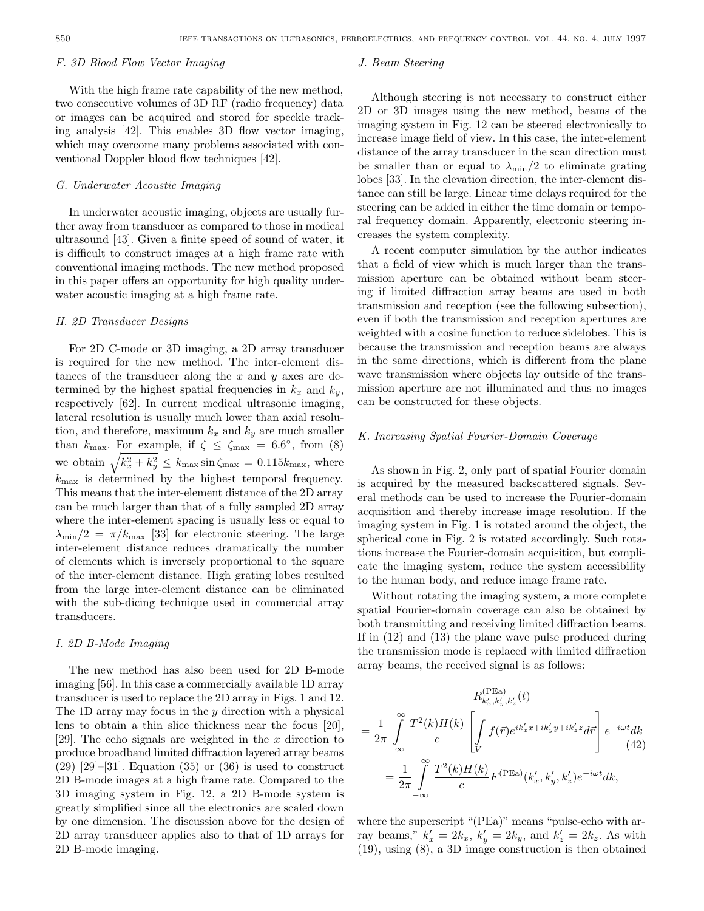### F. 3D Blood Flow Vector Imaging

With the high frame rate capability of the new method, two consecutive volumes of 3D RF (radio frequency) data or images can be acquired and stored for speckle tracking analysis [42]. This enables 3D flow vector imaging, which may overcome many problems associated with conventional Doppler blood flow techniques [42].

### G. Underwater Acoustic Imaging

In underwater acoustic imaging, objects are usually further away from transducer as compared to those in medical ultrasound [43]. Given a finite speed of sound of water, it is difficult to construct images at a high frame rate with conventional imaging methods. The new method proposed in this paper offers an opportunity for high quality underwater acoustic imaging at a high frame rate.

### H. 2D Transducer Designs

For 2D C-mode or 3D imaging, a 2D array transducer is required for the new method. The inter-element distances of the transducer along the $x$ and $y$ axes are determined by the highest spatial frequencies in $k_x$ and $k_y$, respectively [62]. In current medical ultrasonic imaging, lateral resolution is usually much lower than axial resolution, and therefore, maximum $k_x$ and $k_y$ are much smaller than $k_{\max}$. For example, if $\zeta \le \zeta_{\max} = 6.6^\circ$, from (8) we obtain $\sqrt{k_x^2 + k_y^2} \le k_{\max} \sin \zeta_{\max} = 0.115 k_{\max}$, where $k_{\max}$ is determined by the highest temporal frequency. This means that the inter-element distance of the 2D array can be much larger than that of a fully sampled 2D array where the inter-element spacing is usually less or equal to $\lambda_{\min}/2 = \pi/k_{\max}$ [33] for electronic steering. The large inter-element distance reduces dramatically the number of elements which is inversely proportional to the square of the inter-element distance. High grating lobes resulted from the large inter-element distance can be eliminated with the sub-dicing technique used in commercial array transducers.

### I. 2D B-Mode Imaging

The new method has also been used for 2D B-mode imaging [56]. In this case a commercially available 1D array transducer is used to replace the 2D array in Figs. 1 and 12. The 1D array may focus in the $y$ direction with a physical lens to obtain a thin slice thickness near the focus [20], [29]. The echo signals are weighted in the $x$ direction to produce broadband limited diffraction layered array beams (29) [29]–[31]. Equation (35) or (36) is used to construct 2D B-mode images at a high frame rate. Compared to the 3D imaging system in Fig. 12, a 2D B-mode system is greatly simplified since all the electronics are scaled down by one dimension. The discussion above for the design of 2D array transducer applies also to that of 1D arrays for 2D B-mode imaging.

### J. Beam Steering

Although steering is not necessary to construct either 2D or 3D images using the new method, beams of the imaging system in Fig. 12 can be steered electronically to increase image field of view. In this case, the inter-element distance of the array transducer in the scan direction must be smaller than or equal to $\lambda_{\min}/2$ to eliminate grating lobes [33]. In the elevation direction, the inter-element distance can still be large. Linear time delays required for the steering can be added in either the time domain or temporal frequency domain. Apparently, electronic steering increases the system complexity.

A recent computer simulation by the author indicates that a field of view which is much larger than the transmission aperture can be obtained without beam steering if limited diffraction array beams are used in both transmission and reception (see the following subsection), even if both the transmission and reception apertures are weighted with a cosine function to reduce sidelobes. This is because the transmission and reception beams are always in the same directions, which is different from the plane wave transmission where objects lay outside of the transmission aperture are not illuminated and thus no images can be constructed for these objects.

### K. Increasing Spatial Fourier-Domain Coverage

As shown in Fig. 2, only part of spatial Fourier domain is acquired by the measured backscattered signals. Several methods can be used to increase the Fourier-domain acquisition and thereby increase image resolution. If the imaging system in Fig. 1 is rotated around the object, the spherical cone in Fig. 2 is rotated accordingly. Such rotations increase the Fourier-domain acquisition, but complicate the imaging system, reduce the system accessibility to the human body, and reduce image frame rate.

Without rotating the imaging system, a more complete spatial Fourier-domain coverage can also be obtained by both transmitting and receiving limited diffraction beams. If in (12) and (13) the plane wave pulse produced during the transmission mode is replaced with limited diffraction array beams, the received signal is as follows:

$$
\begin{aligned}
& R^{(\mathrm{PEa})}_{k'_x, k'_y, k'_z}(t) \\
&= \frac{1}{2\pi} \int_{-\infty}^{\infty} \frac{T^2(k) H(k)}{c} \left[ \int_V f(\vec{r}) e^{i k'_x x + i k'_y y + i k'_z z} d\vec{r} \right] e^{-i\omega t} dk \\
&= \frac{1}{2\pi} \int_{-\infty}^{\infty} \frac{T^2(k) H(k)}{c} F^{(\mathrm{PEa})}(k'_x, k'_y, k'_z) e^{-i\omega t} dk,
\end{aligned} \tag{42}
$$

where the superscript "(PEa)" means "pulse-echo with array beams," $k'_x = 2k_x$, $k'_y = 2k_y$, and $k'_z = 2k_z$. As with (19), using (8), a 3D image construction is then obtained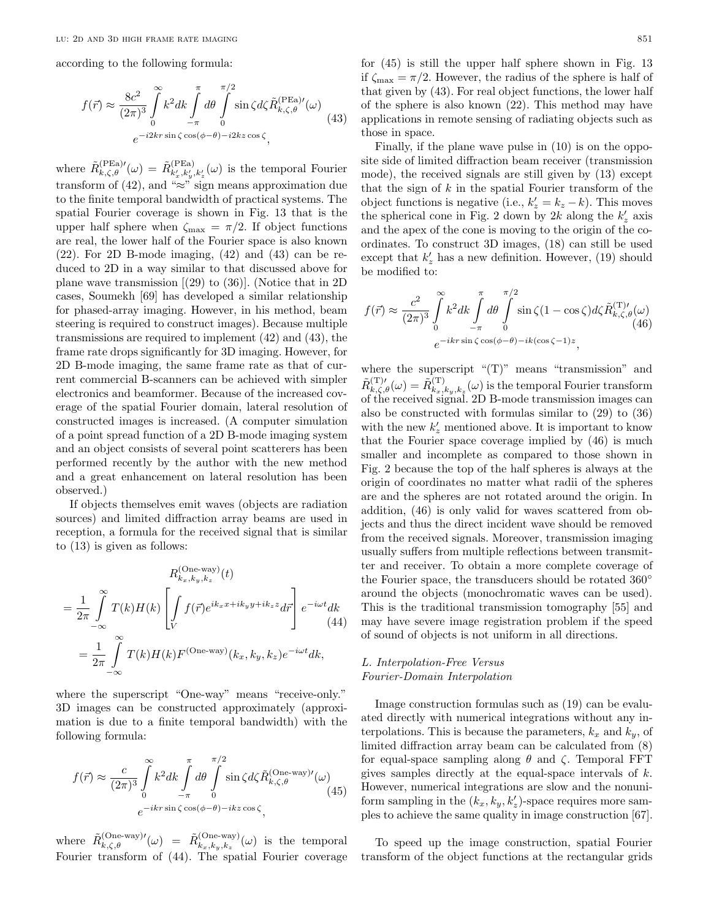according to the following formula:

$$f(\vec{r}) \approx \frac{8c^2}{(2\pi)^3} \int_0^{\infty} k^2 dk \int_{-\pi}^{\pi} d\theta \int_0^{\pi/2} \sin\zeta d\zeta \tilde{R}_{k,\zeta,\theta}^{(\text{PEa})\prime}(\omega) e^{-i2kr\sin\zeta\cos(\phi-\theta)-i2kz\cos\zeta}, \tag{43}$$

where $\tilde{R}_{k,\zeta,\theta}^{(\text{PEa})\prime}(\omega) = \tilde{R}_{k'_x,k'_y,k'_z}^{(\text{PEa})}(\omega)$ is the temporal Fourier transform of (42), and "≈" sign means approximation due to the finite temporal bandwidth of practical systems. The spatial Fourier coverage is shown in Fig. 13 that is the upper half sphere when $\zeta_{\max} = \pi/2$. If object functions are real, the lower half of the Fourier space is also known (22). For 2D B-mode imaging, (42) and (43) can be reduced to 2D in a way similar to that discussed above for plane wave transmission [(29) to (36)]. (Notice that in 2D cases, Soumekh [69] has developed a similar relationship for phased-array imaging. However, in his method, beam steering is required to construct images). Because multiple transmissions are required to implement (42) and (43), the frame rate drops significantly for 3D imaging. However, for 2D B-mode imaging, the same frame rate as that of current commercial B-scanners can be achieved with simpler electronics and beamformer. Because of the increased coverage of the spatial Fourier domain, lateral resolution of constructed images is increased. (A computer simulation of a point spread function of a 2D B-mode imaging system and an object consists of several point scatterers has been performed recently by the author with the new method and a great enhancement on lateral resolution has been observed.)

If objects themselves emit waves (objects are radiation sources) and limited diffraction array beams are used in reception, a formula for the received signal that is similar to (13) is given as follows:

$$\begin{aligned} &R_{k_x,k_y,k_z}^{(\text{One-way})}(t) \\ &= \frac{1}{2\pi} \int_{-\infty}^{\infty} T(k)H(k) \left[ \int_V f(\vec{r}) e^{ik_x x + ik_y y + ik_z z} d\vec{r} \right] e^{-i\omega t} dk \\ &= \frac{1}{2\pi} \int_{-\infty}^{\infty} T(k)H(k) F^{(\text{One-way})}(k_x,k_y,k_z) e^{-i\omega t} dk, \end{aligned} \tag{44}$$

where the superscript "One-way" means "receive-only." 3D images can be constructed approximately (approximation is due to a finite temporal bandwidth) with the following formula:

$$f(\vec{r}) \approx \frac{c}{(2\pi)^3} \int_0^{\infty} k^2 dk \int_{-\pi}^{\pi} d\theta \int_0^{\pi/2} \sin\zeta d\zeta \tilde{R}_{k,\zeta,\theta}^{(\text{One-way})\prime}(\omega) e^{-ikr\sin\zeta\cos(\phi-\theta)-ikz\cos\zeta}, \tag{45}$$

where $\tilde{R}_{k,\zeta,\theta}^{(\text{One-way})\prime}(\omega) = \tilde{R}_{k_x,k_y,k_z}^{(\text{One-way})}(\omega)$ is the temporal Fourier transform of (44). The spatial Fourier coverage for (45) is still the upper half sphere shown in Fig. 13 if $\zeta_{\max} = \pi/2$. However, the radius of the sphere is half of that given by (43). For real object functions, the lower half of the sphere is also known (22). This method may have applications in remote sensing of radiating objects such as those in space.

Finally, if the plane wave pulse in (10) is on the opposite side of limited diffraction beam receiver (transmission mode), the received signals are still given by (13) except that the sign of $k$ in the spatial Fourier transform of the object functions is negative (i.e., $k'_z = k_z - k$). This moves the spherical cone in Fig. 2 down by $2k$ along the $k'_z$ axis and the apex of the cone is moving to the origin of the coordinates. To construct 3D images, (18) can still be used except that $k'_z$ has a new definition. However, (19) should be modified to:

$$f(\vec{r}) \approx \frac{c^2}{(2\pi)^3} \int_0^{\infty} k^2 dk \int_{-\pi}^{\pi} d\theta \int_0^{\pi/2} \sin\zeta(1-\cos\zeta) d\zeta \tilde{R}_{k,\zeta,\theta}^{(\text{T})\prime}(\omega) e^{-ikr\sin\zeta\cos(\phi-\theta)-ik(\cos\zeta-1)z}, \tag{46}$$

where the superscript "(T)" means "transmission" and $\tilde{R}_{k,\zeta,\theta}^{(\text{T})\prime}(\omega) = \tilde{R}_{k_x,k_y,k_z}^{(\text{T})}(\omega)$ is the temporal Fourier transform of the received signal. 2D B-mode transmission images can also be constructed with formulas similar to (29) to (36) with the new $k'_z$ mentioned above. It is important to know that the Fourier space coverage implied by (46) is much smaller and incomplete as compared to those shown in Fig. 2 because the top of the half spheres is always at the origin of coordinates no matter what radii of the spheres are and the spheres are not rotated around the origin. In addition, (46) is only valid for waves scattered from objects and thus the direct incident wave should be removed from the received signals. Moreover, transmission imaging usually suffers from multiple reflections between transmitter and receiver. To obtain a more complete coverage of the Fourier space, the transducers should be rotated 360° around the objects (monochromatic waves can be used). This is the traditional transmission tomography [55] and may have severe image registration problem if the speed of sound of objects is not uniform in all directions.

### *L. Interpolation-Free Versus Fourier-Domain Interpolation*

Image construction formulas such as (19) can be evaluated directly with numerical integrations without any interpolations. This is because the parameters, $k_x$ and $k_y$, of limited diffraction array beam can be calculated from (8) for equal-space sampling along $\theta$ and $\zeta$. Temporal FFT gives samples directly at the equal-space intervals of $k$. However, numerical integrations are slow and the nonuniform sampling in the $(k_x, k_y, k'_z)$-space requires more samples to achieve the same quality in image construction [67].

To speed up the image construction, spatial Fourier transform of the object functions at the rectangular grids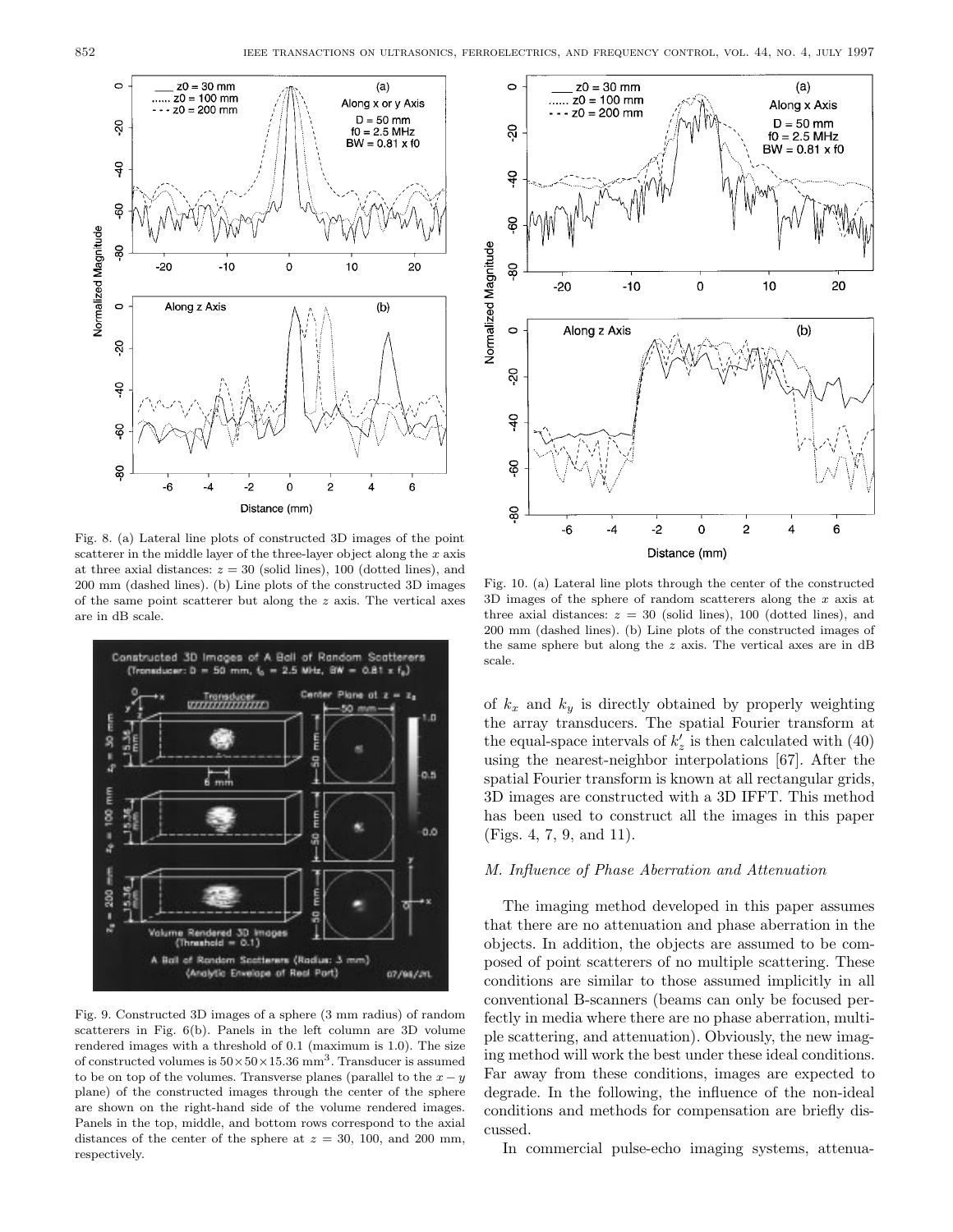Fig. 8. (a) Lateral line plots of constructed 3D images of the point scatterer in the middle layer of the three-layer object along the $x$ axis at three axial distances: $z = 30$ (solid lines), 100 (dotted lines), and 200 mm (dashed lines). (b) Line plots of the constructed 3D images of the same point scatterer but along the $z$ axis. The vertical axes are in dB scale.

Fig. 9. Constructed 3D images of a sphere (3 mm radius) of random scatterers in Fig. 6(b). Panels in the left column are 3D volume rendered images with a threshold of 0.1 (maximum is 1.0). The size of constructed volumes is $50 \times 50 \times 15.36$ mm$^3$. Transducer is assumed to be on top of the volumes. Transverse planes (parallel to the $x-y$ plane) of the constructed images through the center of the sphere are shown on the right-hand side of the volume rendered images. Panels in the top, middle, and bottom rows correspond to the axial distances of the center of the sphere at $z = 30$, 100, and 200 mm, respectively.

Fig. 10. (a) Lateral line plots through the center of the constructed 3D images of the sphere of random scatterers along the $x$ axis at three axial distances: $z = 30$ (solid lines), 100 (dotted lines), and 200 mm (dashed lines). (b) Line plots of the constructed images of the same sphere but along the $z$ axis. The vertical axes are in dB scale.

of $k_x$ and $k_y$ is directly obtained by properly weighting the array transducers. The spatial Fourier transform at the equal-space intervals of $k'_z$ is then calculated with (40) using the nearest-neighbor interpolations [67]. After the spatial Fourier transform is known at all rectangular grids, 3D images are constructed with a 3D IFFT. This method has been used to construct all the images in this paper (Figs. 4, 7, 9, and 11).

### *M. Influence of Phase Aberration and Attenuation*

The imaging method developed in this paper assumes that there are no attenuation and phase aberration in the objects. In addition, the objects are assumed to be composed of point scatterers of no multiple scattering. These conditions are similar to those assumed implicitly in all conventional B-scanners (beams can only be focused perfectly in media where there are no phase aberration, multiple scattering, and attenuation). Obviously, the new imaging method will work the best under these ideal conditions. Far away from these conditions, images are expected to degrade. In the following, the influence of the non-ideal conditions and methods for compensation are briefly discussed.

In commercial pulse-echo imaging systems, attenua-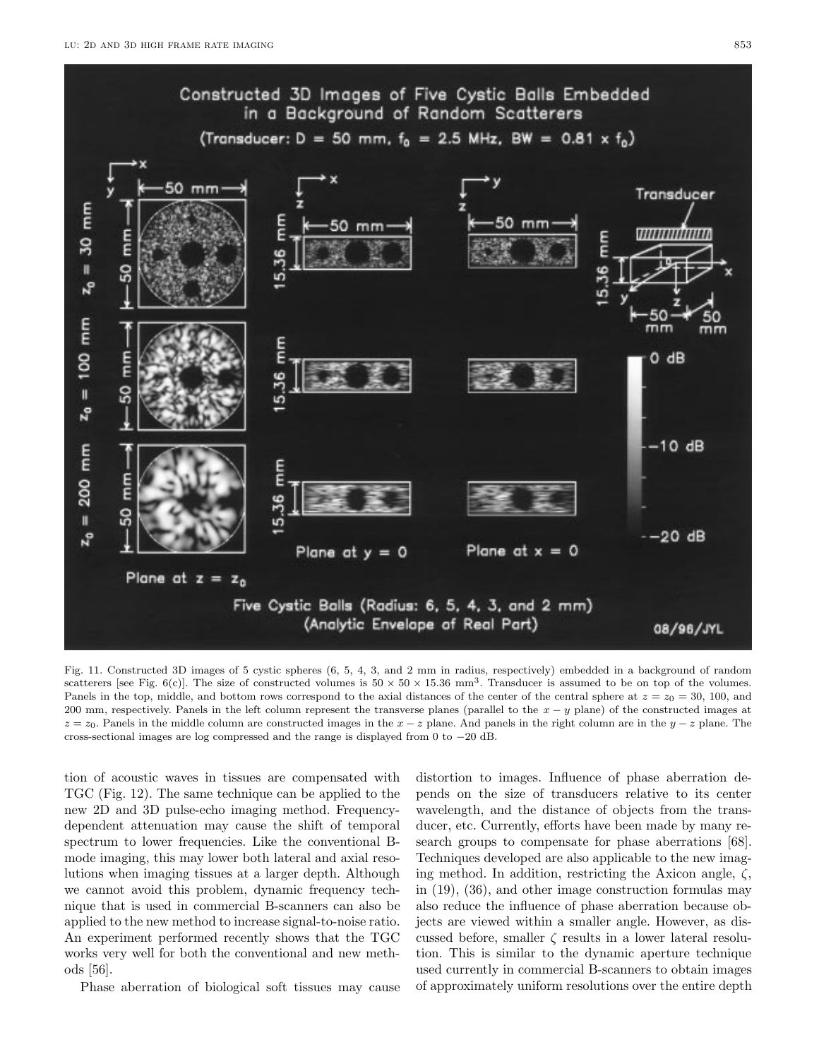Fig. 11. Constructed 3D images of 5 cystic spheres (6, 5, 4, 3, and 2 mm in radius, respectively) embedded in a background of random scatterers [see Fig. 6(c)]. The size of constructed volumes is $50 \times 50 \times 15.36$ mm$^3$. Transducer is assumed to be on top of the volumes. Panels in the top, middle, and bottom rows correspond to the axial distances of the center of the central sphere at $z = z_0 = 30$, 100, and 200 mm, respectively. Panels in the left column represent the transverse planes (parallel to the $x-y$ plane) of the constructed images at $z = z_0$. Panels in the middle column are constructed images in the $x-z$ plane. And panels in the right column are in the $y-z$ plane. The cross-sectional images are log compressed and the range is displayed from 0 to $-20$ dB.

tion of acoustic waves in tissues are compensated with TGC (Fig. 12). The same technique can be applied to the new 2D and 3D pulse-echo imaging method. Frequency-dependent attenuation may cause the shift of temporal spectrum to lower frequencies. Like the conventional B-mode imaging, this may lower both lateral and axial resolutions when imaging tissues at a larger depth. Although we cannot avoid this problem, dynamic frequency technique that is used in commercial B-scanners can also be applied to the new method to increase signal-to-noise ratio. An experiment performed recently shows that the TGC works very well for both the conventional and new methods [56].

Phase aberration of biological soft tissues may cause distortion to images. Influence of phase aberration depends on the size of transducers relative to its center wavelength, and the distance of objects from the transducer, etc. Currently, efforts have been made by many research groups to compensate for phase aberrations [68]. Techniques developed are also applicable to the new imaging method. In addition, restricting the Axicon angle, $\zeta$, in (19), (36), and other image construction formulas may also reduce the influence of phase aberration because objects are viewed within a smaller angle. However, as discussed before, smaller $\zeta$ results in a lower lateral resolution. This is similar to the dynamic aperture technique used currently in commercial B-scanners to obtain images of approximately uniform resolutions over the entire depth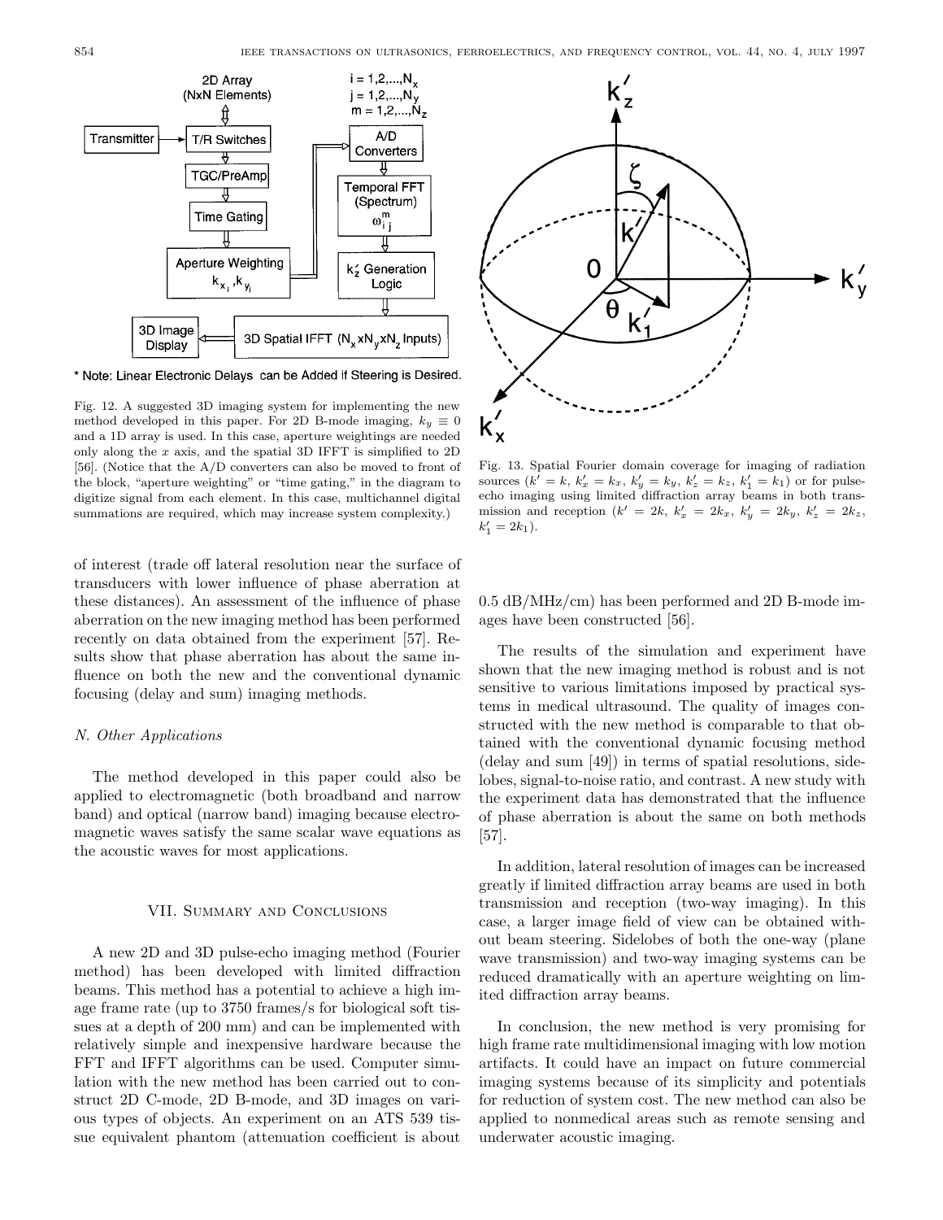Fig. 12. A suggested 3D imaging system for implementing the new method developed in this paper. For 2D B-mode imaging, $k_y \equiv 0$ and a 1D array is used. In this case, aperture weightings are needed only along the $x$ axis, and the spatial 3D IFFT is simplified to 2D [56]. (Notice that the A/D converters can also be moved to front of the block, "aperture weighting" or "time gating," in the diagram to digitize signal from each element. In this case, multichannel digital summations are required, which may increase system complexity.)

Fig. 13. Spatial Fourier domain coverage for imaging of radiation sources ($k' = k$, $k'_x = k_x$, $k'_y = k_y$, $k'_z = k_z$, $k'_1 = k_1$) or for pulse-echo imaging using limited diffraction array beams in both transmission and reception ($k' = 2k$, $k'_x = 2k_x$, $k'_y = 2k_y$, $k'_z = 2k_z$, $k'_1 = 2k_1$).

of interest (trade off lateral resolution near the surface of transducers with lower influence of phase aberration at these distances). An assessment of the influence of phase aberration on the new imaging method has been performed recently on data obtained from the experiment [57]. Results show that phase aberration has about the same influence on both the new and the conventional dynamic focusing (delay and sum) imaging methods.

### *N. Other Applications*

The method developed in this paper could also be applied to electromagnetic (both broadband and narrow band) and optical (narrow band) imaging because electromagnetic waves satisfy the same scalar wave equations as the acoustic waves for most applications.

## VII. Summary and Conclusions

A new 2D and 3D pulse-echo imaging method (Fourier method) has been developed with limited diffraction beams. This method has a potential to achieve a high image frame rate (up to 3750 frames/s for biological soft tissues at a depth of 200 mm) and can be implemented with relatively simple and inexpensive hardware because the FFT and IFFT algorithms can be used. Computer simulation with the new method has been carried out to construct 2D C-mode, 2D B-mode, and 3D images on various types of objects. An experiment on an ATS 539 tissue equivalent phantom (attenuation coefficient is about 0.5 dB/MHz/cm) has been performed and 2D B-mode images have been constructed [56].

The results of the simulation and experiment have shown that the new imaging method is robust and is not sensitive to various limitations imposed by practical systems in medical ultrasound. The quality of images constructed with the new method is comparable to that obtained with the conventional dynamic focusing method (delay and sum [49]) in terms of spatial resolutions, sidelobes, signal-to-noise ratio, and contrast. A new study with the experiment data has demonstrated that the influence of phase aberration is about the same on both methods [57].

In addition, lateral resolution of images can be increased greatly if limited diffraction array beams are used in both transmission and reception (two-way imaging). In this case, a larger image field of view can be obtained without beam steering. Sidelobes of both the one-way (plane wave transmission) and two-way imaging systems can be reduced dramatically with an aperture weighting on limited diffraction array beams.

In conclusion, the new method is very promising for high frame rate multidimensional imaging with low motion artifacts. It could have an impact on future commercial imaging systems because of its simplicity and potentials for reduction of system cost. The new method can also be applied to nonmedical areas such as remote sensing and underwater acoustic imaging.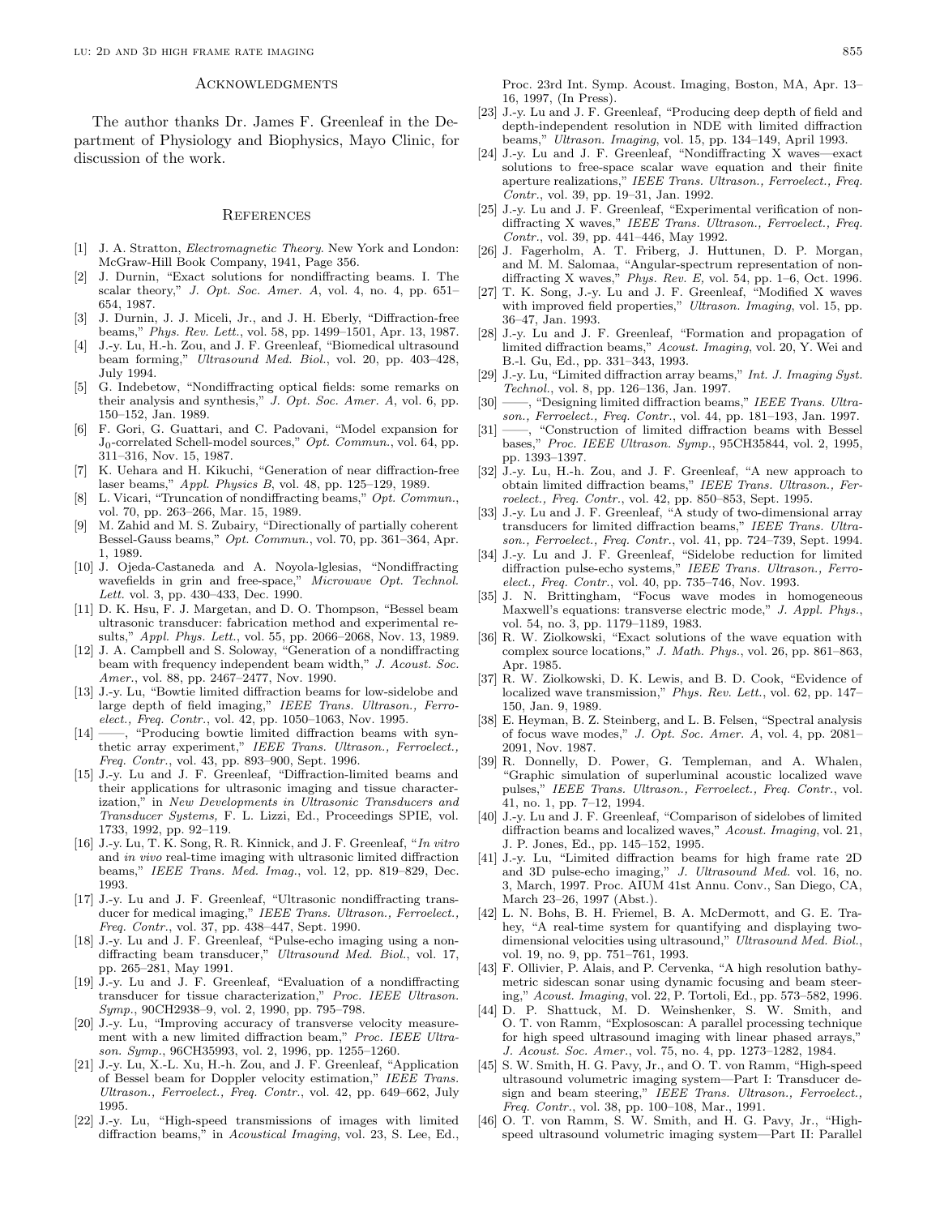## Acknowledgments

The author thanks Dr. James F. Greenleaf in the Department of Physiology and Biophysics, Mayo Clinic, for discussion of the work.

## References

[1] J. A. Stratton, *Electromagnetic Theory*. New York and London: McGraw-Hill Book Company, 1941, Page 356.

[2] J. Durnin, "Exact solutions for nondiffracting beams. I. The scalar theory," *J. Opt. Soc. Amer. A*, vol. 4, no. 4, pp. 651–654, 1987.

[3] J. Durnin, J. J. Miceli, Jr., and J. H. Eberly, "Diffraction-free beams," *Phys. Rev. Lett.*, vol. 58, pp. 1499–1501, Apr. 13, 1987.

[4] J.-y. Lu, H.-h. Zou, and J. F. Greenleaf, "Biomedical ultrasound beam forming," *Ultrasound Med. Biol.*, vol. 20, pp. 403–428, July 1994.

[5] G. Indebetow, "Nondiffracting optical fields: some remarks on their analysis and synthesis," *J. Opt. Soc. Amer. A*, vol. 6, pp. 150–152, Jan. 1989.

[6] F. Gori, G. Guattari, and C. Padovani, "Model expansion for $J_0$-correlated Schell-model sources," *Opt. Commun.*, vol. 64, pp. 311–316, Nov. 15, 1987.

[7] K. Uehara and H. Kikuchi, "Generation of near diffraction-free laser beams," *Appl. Physics B*, vol. 48, pp. 125–129, 1989.

[8] L. Vicari, "Truncation of nondiffracting beams," *Opt. Commun.*, vol. 70, pp. 263–266, Mar. 15, 1989.

[9] M. Zahid and M. S. Zubairy, "Directionally of partially coherent Bessel-Gauss beams," *Opt. Commun.*, vol. 70, pp. 361–364, Apr. 1, 1989.

[10] J. Ojeda-Castaneda and A. Noyola-lglesias, "Nondiffracting wavefields in grin and free-space," *Microwave Opt. Technol. Lett.* vol. 3, pp. 430–433, Dec. 1990.

[11] D. K. Hsu, F. J. Margetan, and D. O. Thompson, "Bessel beam ultrasonic transducer: fabrication method and experimental results," *Appl. Phys. Lett.*, vol. 55, pp. 2066–2068, Nov. 13, 1989.

[12] J. A. Campbell and S. Soloway, "Generation of a nondiffracting beam with frequency independent beam width," *J. Acoust. Soc. Amer.*, vol. 88, pp. 2467–2477, Nov. 1990.

[13] J.-y. Lu, "Bowtie limited diffraction beams for low-sidelobe and large depth of field imaging," *IEEE Trans. Ultrason., Ferroelect., Freq. Contr.*, vol. 42, pp. 1050–1063, Nov. 1995.

[14] ——, "Producing bowtie limited diffraction beams with synthetic array experiment," *IEEE Trans. Ultrason., Ferroelect., Freq. Contr.*, vol. 43, pp. 893–900, Sept. 1996.

[15] J.-y. Lu and J. F. Greenleaf, "Diffraction-limited beams and their applications for ultrasonic imaging and tissue characterization," in *New Developments in Ultrasonic Transducers and Transducer Systems,* F. L. Lizzi, Ed., Proceedings SPIE, vol. 1733, 1992, pp. 92–119.

[16] J.-y. Lu, T. K. Song, R. R. Kinnick, and J. F. Greenleaf, "*In vitro* and *in vivo* real-time imaging with ultrasonic limited diffraction beams," *IEEE Trans. Med. Imag.*, vol. 12, pp. 819–829, Dec. 1993.

[17] J.-y. Lu and J. F. Greenleaf, "Ultrasonic nondiffracting transducer for medical imaging," *IEEE Trans. Ultrason., Ferroelect., Freq. Contr.*, vol. 37, pp. 438–447, Sept. 1990.

[18] J.-y. Lu and J. F. Greenleaf, "Pulse-echo imaging using a nondiffracting beam transducer," *Ultrasound Med. Biol.*, vol. 17, pp. 265–281, May 1991.

[19] J.-y. Lu and J. F. Greenleaf, "Evaluation of a nondiffracting transducer for tissue characterization," *Proc. IEEE Ultrason. Symp.*, 90CH2938–9, vol. 2, 1990, pp. 795–798.

[20] J.-y. Lu, "Improving accuracy of transverse velocity measurement with a new limited diffraction beam," *Proc. IEEE Ultrason. Symp.*, 96CH35993, vol. 2, 1996, pp. 1255–1260.

[21] J.-y. Lu, X.-L. Xu, H.-h. Zou, and J. F. Greenleaf, "Application of Bessel beam for Doppler velocity estimation," *IEEE Trans. Ultrason., Ferroelect., Freq. Contr.*, vol. 42, pp. 649–662, July 1995.

[22] J.-y. Lu, "High-speed transmissions of images with limited diffraction beams," in *Acoustical Imaging*, vol. 23, S. Lee, Ed., Proc. 23rd Int. Symp. Acoust. Imaging, Boston, MA, Apr. 13–16, 1997, (In Press).

[23] J.-y. Lu and J. F. Greenleaf, "Producing deep depth of field and depth-independent resolution in NDE with limited diffraction beams," *Ultrason. Imaging*, vol. 15, pp. 134–149, April 1993.

[24] J.-y. Lu and J. F. Greenleaf, "Nondiffracting X waves—exact solutions to free-space scalar wave equation and their finite aperture realizations," *IEEE Trans. Ultrason., Ferroelect., Freq. Contr.*, vol. 39, pp. 19–31, Jan. 1992.

[25] J.-y. Lu and J. F. Greenleaf, "Experimental verification of nondiffracting X waves," *IEEE Trans. Ultrason., Ferroelect., Freq. Contr.*, vol. 39, pp. 441–446, May 1992.

[26] J. Fagerholm, A. T. Friberg, J. Huttunen, D. P. Morgan, and M. M. Salomaa, "Angular-spectrum representation of nondiffracting X waves," *Phys. Rev. E,* vol. 54, pp. 1–6, Oct. 1996.

[27] T. K. Song, J.-y. Lu and J. F. Greenleaf, "Modified X waves with improved field properties," *Ultrason. Imaging*, vol. 15, pp. 36–47, Jan. 1993.

[28] J.-y. Lu and J. F. Greenleaf, "Formation and propagation of limited diffraction beams," *Acoust. Imaging*, vol. 20, Y. Wei and B.-l. Gu, Ed., pp. 331–343, 1993.

[29] J.-y. Lu, "Limited diffraction array beams," *Int. J. Imaging Syst. Technol.*, vol. 8, pp. 126–136, Jan. 1997.

[30] ——, "Designing limited diffraction beams," *IEEE Trans. Ultrason., Ferroelect., Freq. Contr.*, vol. 44, pp. 181–193, Jan. 1997.

[31] ——, "Construction of limited diffraction beams with Bessel bases," *Proc. IEEE Ultrason. Symp.*, 95CH35844, vol. 2, 1995, pp. 1393–1397.

[32] J.-y. Lu, H.-h. Zou, and J. F. Greenleaf, "A new approach to obtain limited diffraction beams," *IEEE Trans. Ultrason., Ferroelect., Freq. Contr.*, vol. 42, pp. 850–853, Sept. 1995.

[33] J.-y. Lu and J. F. Greenleaf, "A study of two-dimensional array transducers for limited diffraction beams," *IEEE Trans. Ultrason., Ferroelect., Freq. Contr.*, vol. 41, pp. 724–739, Sept. 1994.

[34] J.-y. Lu and J. F. Greenleaf, "Sidelobe reduction for limited diffraction pulse-echo systems," *IEEE Trans. Ultrason., Ferroelect., Freq. Contr.*, vol. 40, pp. 735–746, Nov. 1993.

[35] J. N. Brittingham, "Focus wave modes in homogeneous Maxwell's equations: transverse electric mode," *J. Appl. Phys.*, vol. 54, no. 3, pp. 1179–1189, 1983.

[36] R. W. Ziolkowski, "Exact solutions of the wave equation with complex source locations," *J. Math. Phys.*, vol. 26, pp. 861–863, Apr. 1985.

[37] R. W. Ziolkowski, D. K. Lewis, and B. D. Cook, "Evidence of localized wave transmission," *Phys. Rev. Lett.*, vol. 62, pp. 147–150, Jan. 9, 1989.

[38] E. Heyman, B. Z. Steinberg, and L. B. Felsen, "Spectral analysis of focus wave modes," *J. Opt. Soc. Amer. A*, vol. 4, pp. 2081–2091, Nov. 1987.

[39] R. Donnelly, D. Power, G. Templeman, and A. Whalen, "Graphic simulation of superluminal acoustic localized wave pulses," *IEEE Trans. Ultrason., Ferroelect., Freq. Contr.*, vol. 41, no. 1, pp. 7–12, 1994.

[40] J.-y. Lu and J. F. Greenleaf, "Comparison of sidelobes of limited diffraction beams and localized waves," *Acoust. Imaging*, vol. 21, J. P. Jones, Ed., pp. 145–152, 1995.

[41] J.-y. Lu, "Limited diffraction beams for high frame rate 2D and 3D pulse-echo imaging," *J. Ultrasound Med.* vol. 16, no. 3, March, 1997. Proc. AIUM 41st Annu. Conv., San Diego, CA, March 23–26, 1997 (Abst.).

[42] L. N. Bohs, B. H. Friemel, B. A. McDermott, and G. E. Trahey, "A real-time system for quantifying and displaying two-dimensional velocities using ultrasound," *Ultrasound Med. Biol.*, vol. 19, no. 9, pp. 751–761, 1993.

[43] F. Ollivier, P. Alais, and P. Cervenka, "A high resolution bathymetric sidescan sonar using dynamic focusing and beam steering," *Acoust. Imaging*, vol. 22, P. Tortoli, Ed., pp. 573–582, 1996.

[44] D. P. Shattuck, M. D. Weinshenker, S. W. Smith, and O. T. von Ramm, "Explososcan: A parallel processing technique for high speed ultrasound imaging with linear phased arrays," *J. Acoust. Soc. Amer.*, vol. 75, no. 4, pp. 1273–1282, 1984.

[45] S. W. Smith, H. G. Pavy, Jr., and O. T. von Ramm, "High-speed ultrasound volumetric imaging system—Part I: Transducer design and beam steering," *IEEE Trans. Ultrason., Ferroelect., Freq. Contr.*, vol. 38, pp. 100–108, Mar., 1991.

[46] O. T. von Ramm, S. W. Smith, and H. G. Pavy, Jr., "High-speed ultrasound volumetric imaging system—Part II: Parallel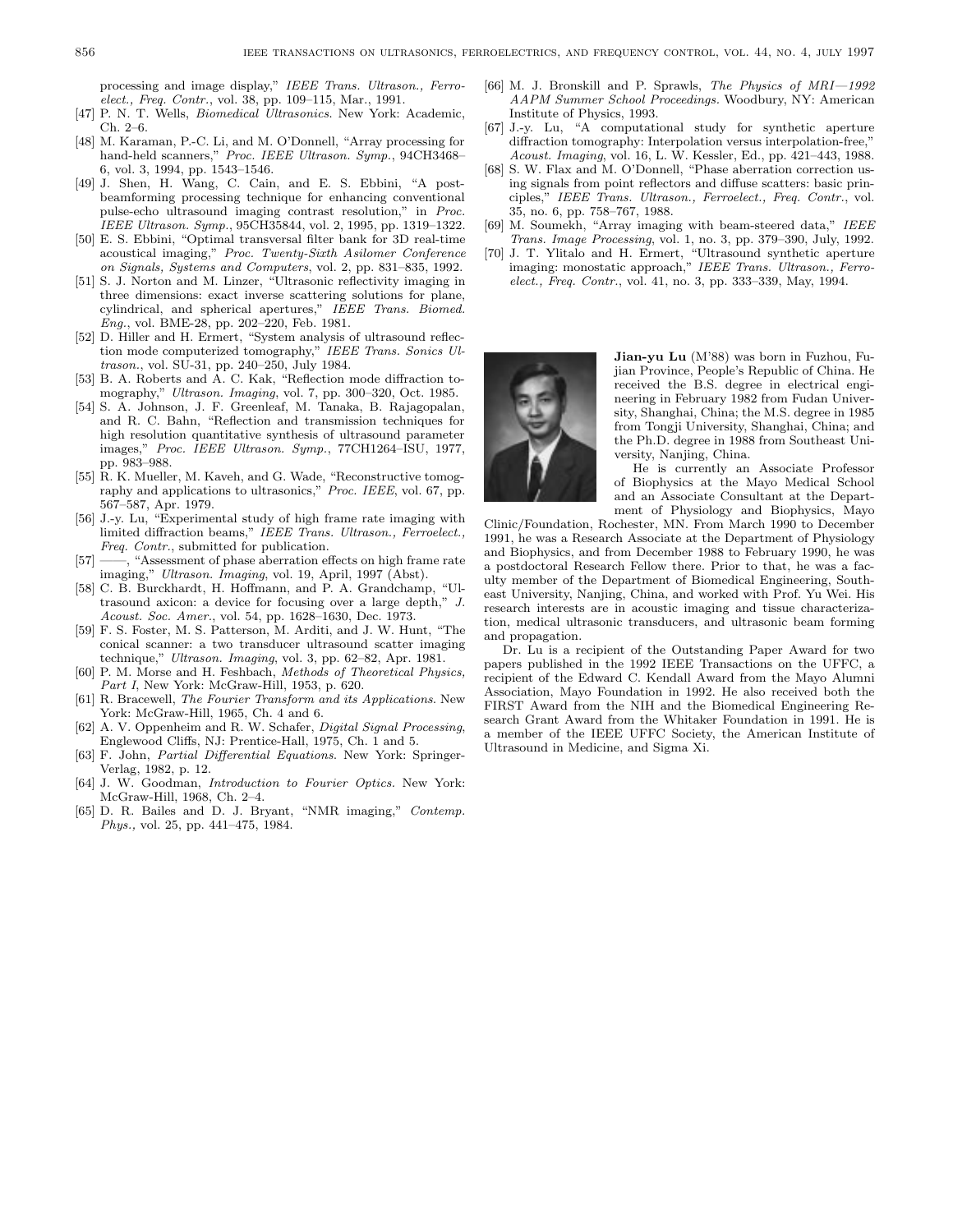processing and image display," *IEEE Trans. Ultrason., Ferroelect., Freq. Contr.*, vol. 38, pp. 109–115, Mar., 1991.

[47] P. N. T. Wells, *Biomedical Ultrasonics.* New York: Academic, Ch. 2–6.

[48] M. Karaman, P.-C. Li, and M. O'Donnell, "Array processing for hand-held scanners," *Proc. IEEE Ultrason. Symp.*, 94CH3468–6, vol. 3, 1994, pp. 1543–1546.

[49] J. Shen, H. Wang, C. Cain, and E. S. Ebbini, "A post-beamforming processing technique for enhancing conventional pulse-echo ultrasound imaging contrast resolution," in *Proc. IEEE Ultrason. Symp.*, 95CH35844, vol. 2, 1995, pp. 1319–1322.

[50] E. S. Ebbini, "Optimal transversal filter bank for 3D real-time acoustical imaging," *Proc. Twenty-Sixth Asilomer Conference on Signals, Systems and Computers*, vol. 2, pp. 831–835, 1992.

[51] S. J. Norton and M. Linzer, "Ultrasonic reflectivity imaging in three dimensions: exact inverse scattering solutions for plane, cylindrical, and spherical apertures," *IEEE Trans. Biomed. Eng.*, vol. BME-28, pp. 202–220, Feb. 1981.

[52] D. Hiller and H. Ermert, "System analysis of ultrasound reflection mode computerized tomography," *IEEE Trans. Sonics Ultrason.*, vol. SU-31, pp. 240–250, July 1984.

[53] B. A. Roberts and A. C. Kak, "Reflection mode diffraction tomography," *Ultrason. Imaging*, vol. 7, pp. 300–320, Oct. 1985.

[54] S. A. Johnson, J. F. Greenleaf, M. Tanaka, B. Rajagopalan, and R. C. Bahn, "Reflection and transmission techniques for high resolution quantitative synthesis of ultrasound parameter images," *Proc. IEEE Ultrason. Symp.*, 77CH1264–ISU, 1977, pp. 983–988.

[55] R. K. Mueller, M. Kaveh, and G. Wade, "Reconstructive tomography and applications to ultrasonics," *Proc. IEEE*, vol. 67, pp. 567–587, Apr. 1979.

[56] J.-y. Lu, "Experimental study of high frame rate imaging with limited diffraction beams," *IEEE Trans. Ultrason., Ferroelect., Freq. Contr.*, submitted for publication.

[57] ——, "Assessment of phase aberration effects on high frame rate imaging," *Ultrason. Imaging*, vol. 19, April, 1997 (Abst).

[58] C. B. Burckhardt, H. Hoffmann, and P. A. Grandchamp, "Ultrasound axicon: a device for focusing over a large depth," *J. Acoust. Soc. Amer.*, vol. 54, pp. 1628–1630, Dec. 1973.

[59] F. S. Foster, M. S. Patterson, M. Arditi, and J. W. Hunt, "The conical scanner: a two transducer ultrasound scatter imaging technique," *Ultrason. Imaging*, vol. 3, pp. 62–82, Apr. 1981.

[60] P. M. Morse and H. Feshbach, *Methods of Theoretical Physics, Part I*, New York: McGraw-Hill, 1953, p. 620.

[61] R. Bracewell, *The Fourier Transform and its Applications*. New York: McGraw-Hill, 1965, Ch. 4 and 6.

[62] A. V. Oppenheim and R. W. Schafer, *Digital Signal Processing*, Englewood Cliffs, NJ: Prentice-Hall, 1975, Ch. 1 and 5.

[63] F. John, *Partial Differential Equations*. New York: Springer-Verlag, 1982, p. 12.

[64] J. W. Goodman, *Introduction to Fourier Optics.* New York: McGraw-Hill, 1968, Ch. 2–4.

[65] D. R. Bailes and D. J. Bryant, "NMR imaging," *Contemp. Phys.,* vol. 25, pp. 441–475, 1984.

[66] M. J. Bronskill and P. Sprawls, *The Physics of MRI—1992 AAPM Summer School Proceedings*. Woodbury, NY: American Institute of Physics, 1993.

[67] J.-y. Lu, "A computational study for synthetic aperture diffraction tomography: Interpolation versus interpolation-free," *Acoust. Imaging*, vol. 16, L. W. Kessler, Ed., pp. 421–443, 1988.

[68] S. W. Flax and M. O'Donnell, "Phase aberration correction using signals from point reflectors and diffuse scatters: basic principles," *IEEE Trans. Ultrason., Ferroelect., Freq. Contr.*, vol. 35, no. 6, pp. 758–767, 1988.

[69] M. Soumekh, "Array imaging with beam-steered data," *IEEE Trans. Image Processing*, vol. 1, no. 3, pp. 379–390, July, 1992.

[70] J. T. Ylitalo and H. Ermert, "Ultrasound synthetic aperture imaging: monostatic approach," *IEEE Trans. Ultrason., Ferroelect., Freq. Contr.*, vol. 41, no. 3, pp. 333–339, May, 1994.

**Jian-yu Lu** (M'88) was born in Fuzhou, Fujian Province, People's Republic of China. He received the B.S. degree in electrical engineering in February 1982 from Fudan University, Shanghai, China; the M.S. degree in 1985 from Tongji University, Shanghai, China; and the Ph.D. degree in 1988 from Southeast University, Nanjing, China.

He is currently an Associate Professor of Biophysics at the Mayo Medical School and an Associate Consultant at the Department of Physiology and Biophysics, Mayo Clinic/Foundation, Rochester, MN. From March 1990 to December 1991, he was a Research Associate at the Department of Physiology and Biophysics, and from December 1988 to February 1990, he was a postdoctoral Research Fellow there. Prior to that, he was a faculty member of the Department of Biomedical Engineering, Southeast University, Nanjing, China, and worked with Prof. Yu Wei. His research interests are in acoustic imaging and tissue characterization, medical ultrasonic transducers, and ultrasonic beam forming and propagation.

Dr. Lu is a recipient of the Outstanding Paper Award for two papers published in the 1992 IEEE Transactions on the UFFC, a recipient of the Edward C. Kendall Award from the Mayo Alumni Association, Mayo Foundation in 1992. He also received both the FIRST Award from the NIH and the Biomedical Engineering Research Grant Award from the Whitaker Foundation in 1991. He is a member of the IEEE UFFC Society, the American Institute of Ultrasound in Medicine, and Sigma Xi.